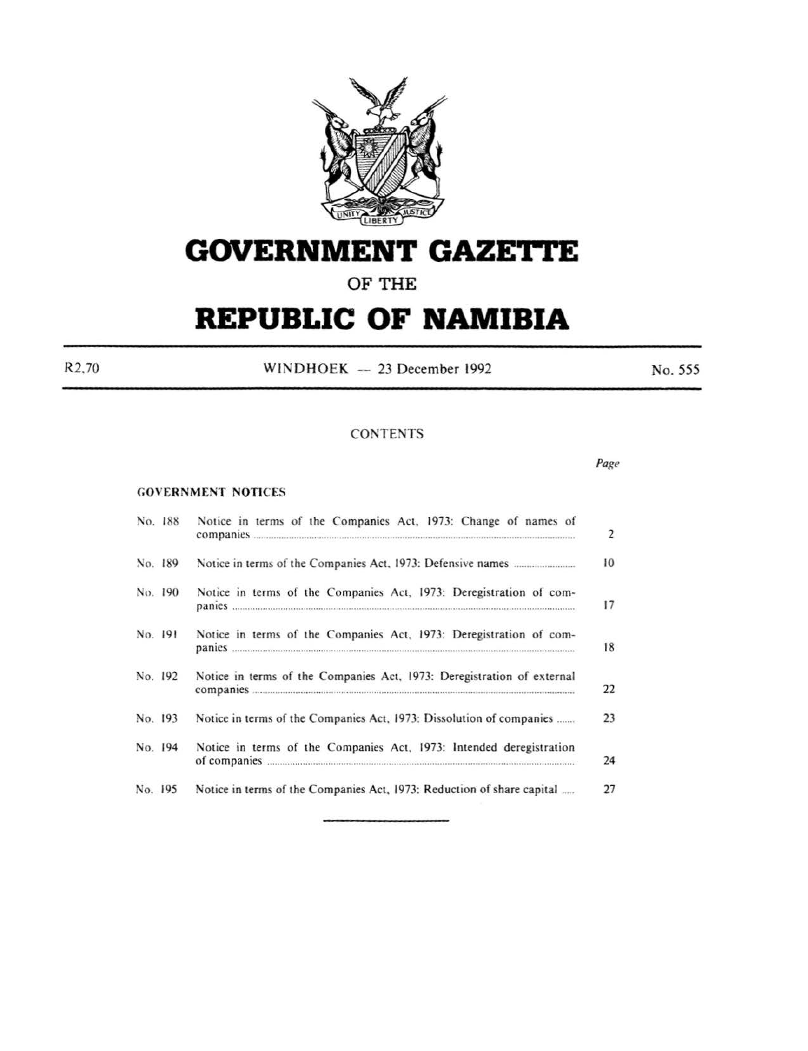# GOVERNMENT GAZETTE

OF THE

# REPUBLIC OF NAMIBIA

R2,70 | WINDHOEK — 23 December 1992 | No. 555

## CONTENTS

*Page*

### GOVERNMENT NOTICES

| | | Page |
|---|---|---|
| No. 188 | Notice in terms of the Companies Act, 1973: Change of names of companies | 2 |
| No. 189 | Notice in terms of the Companies Act, 1973: Defensive names | 10 |
| No. 190 | Notice in terms of the Companies Act, 1973: Deregistration of companies | 17 |
| No. 191 | Notice in terms of the Companies Act, 1973: Deregistration of companies | 18 |
| No. 192 | Notice in terms of the Companies Act, 1973: Deregistration of external companies | 22 |
| No. 193 | Notice in terms of the Companies Act, 1973: Dissolution of companies | 23 |
| No. 194 | Notice in terms of the Companies Act, 1973: Intended deregistration of companies | 24 |
| No. 195 | Notice in terms of the Companies Act, 1973: Reduction of share capital | 27 |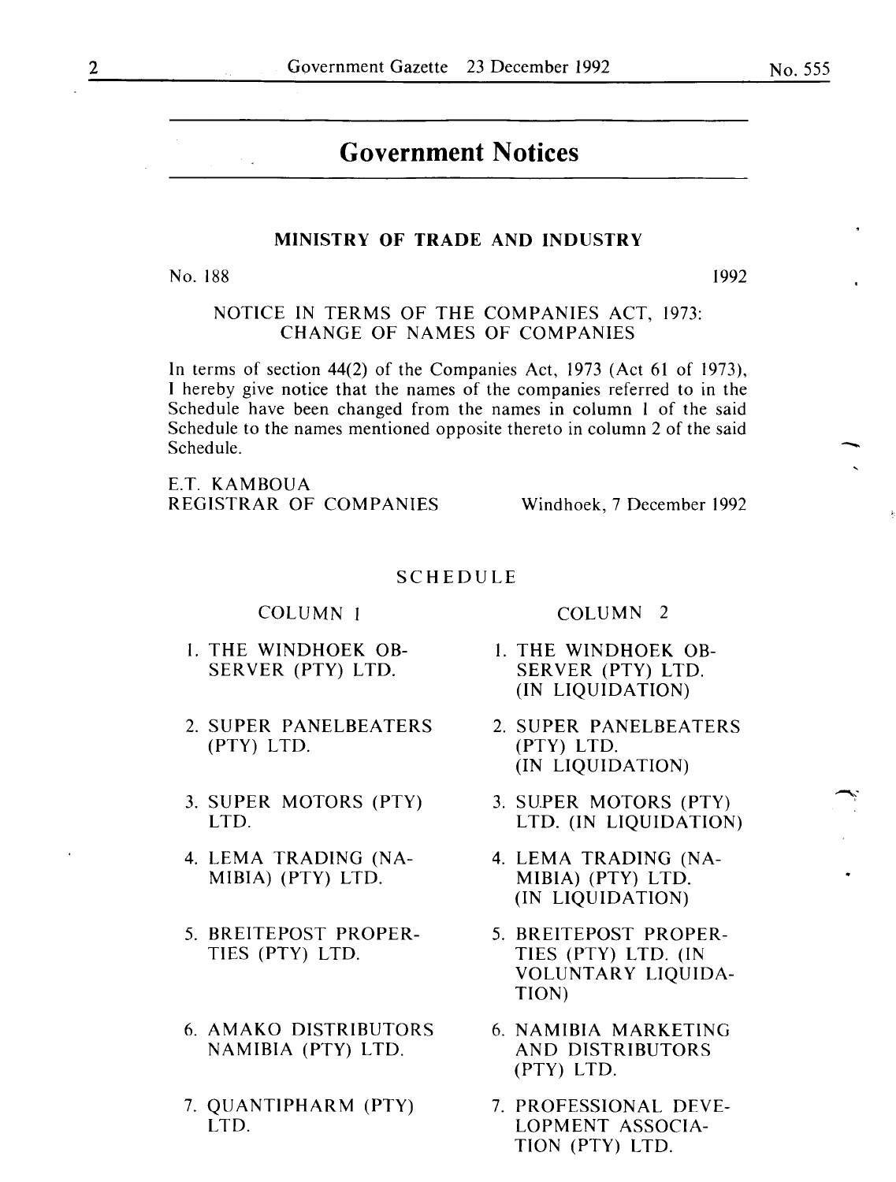# Government Notices

## MINISTRY OF TRADE AND INDUSTRY

No. 188 1992

### NOTICE IN TERMS OF THE COMPANIES ACT, 1973: CHANGE OF NAMES OF COMPANIES

In terms of section 44(2) of the Companies Act, 1973 (Act 61 of 1973), I hereby give notice that the names of the companies referred to in the Schedule have been changed from the names in column 1 of the said Schedule to the names mentioned opposite thereto in column 2 of the said Schedule.

E.T. KAMBOUA
REGISTRAR OF COMPANIES

Windhoek, 7 December 1992

### SCHEDULE

| COLUMN 1 | COLUMN 2 |
|---|---|
| 1. THE WINDHOEK OBSERVER (PTY) LTD. | 1. THE WINDHOEK OBSERVER (PTY) LTD. (IN LIQUIDATION) |
| 2. SUPER PANELBEATERS (PTY) LTD. | 2. SUPER PANELBEATERS (PTY) LTD. (IN LIQUIDATION) |
| 3. SUPER MOTORS (PTY) LTD. | 3. SUPER MOTORS (PTY) LTD. (IN LIQUIDATION) |
| 4. LEMA TRADING (NAMIBIA) (PTY) LTD. | 4. LEMA TRADING (NAMIBIA) (PTY) LTD. (IN LIQUIDATION) |
| 5. BREITEPOST PROPERTIES (PTY) LTD. | 5. BREITEPOST PROPERTIES (PTY) LTD. (IN VOLUNTARY LIQUIDATION) |
| 6. AMAKO DISTRIBUTORS NAMIBIA (PTY) LTD. | 6. NAMIBIA MARKETING AND DISTRIBUTORS (PTY) LTD. |
| 7. QUANTIPHARM (PTY) LTD. | 7. PROFESSIONAL DEVELOPMENT ASSOCIATION (PTY) LTD. |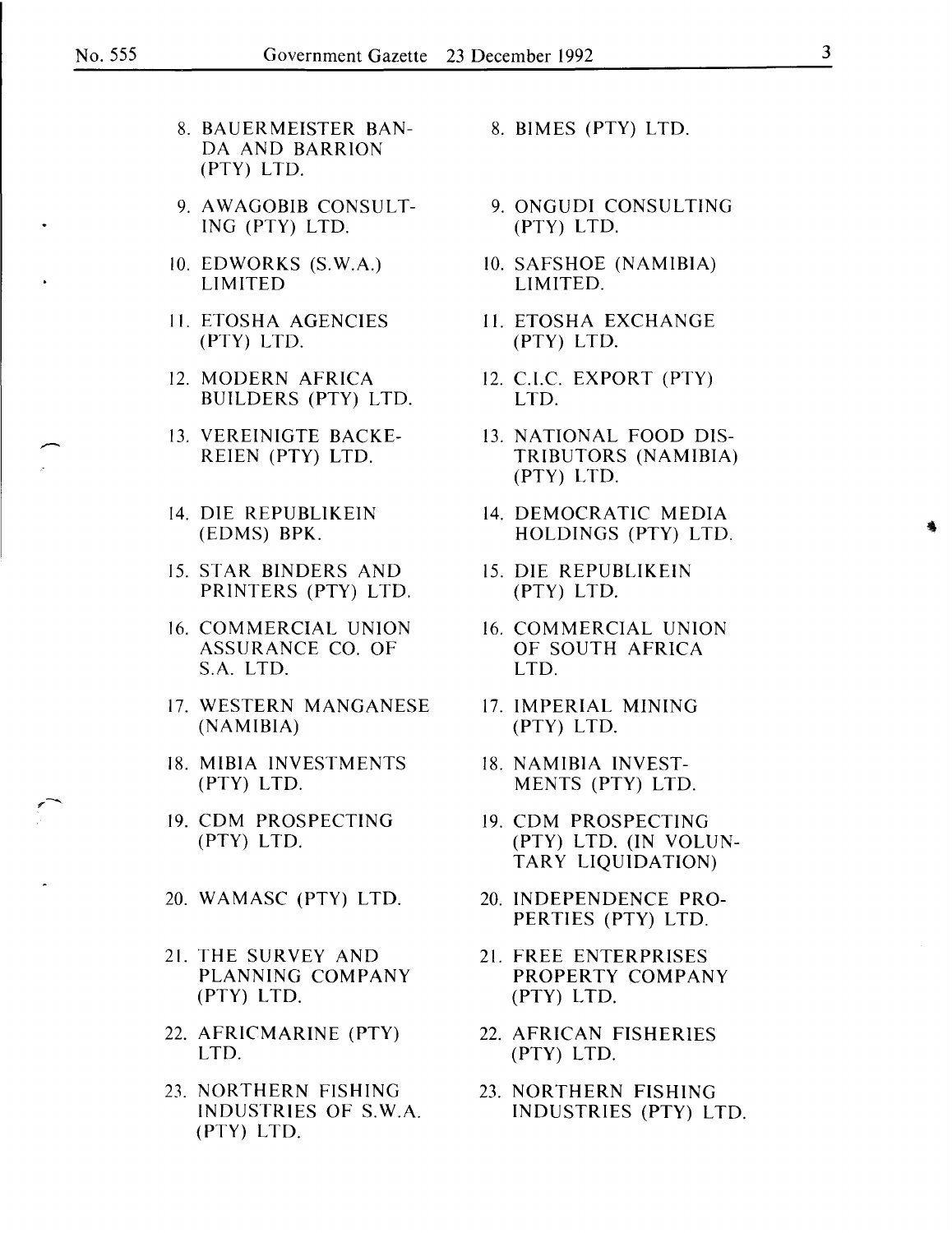| | |
|---|---|
| 8. BAUERMEISTER BANDA AND BARRION (PTY) LTD. | 8. BIMES (PTY) LTD. |
| 9. AWAGOBIB CONSULTING (PTY) LTD. | 9. ONGUDI CONSULTING (PTY) LTD. |
| 10. EDWORKS (S.W.A.) LIMITED | 10. SAFSHOE (NAMIBIA) LIMITED. |
| 11. ETOSHA AGENCIES (PTY) LTD. | 11. ETOSHA EXCHANGE (PTY) LTD. |
| 12. MODERN AFRICA BUILDERS (PTY) LTD. | 12. C.I.C. EXPORT (PTY) LTD. |
| 13. VEREINIGTE BACKEREIEN (PTY) LTD. | 13. NATIONAL FOOD DISTRIBUTORS (NAMIBIA) (PTY) LTD. |
| 14. DIE REPUBLIKEIN (EDMS) BPK. | 14. DEMOCRATIC MEDIA HOLDINGS (PTY) LTD. |
| 15. STAR BINDERS AND PRINTERS (PTY) LTD. | 15. DIE REPUBLIKEIN (PTY) LTD. |
| 16. COMMERCIAL UNION ASSURANCE CO. OF S.A. LTD. | 16. COMMERCIAL UNION OF SOUTH AFRICA LTD. |
| 17. WESTERN MANGANESE (NAMIBIA) | 17. IMPERIAL MINING (PTY) LTD. |
| 18. MIBIA INVESTMENTS (PTY) LTD. | 18. NAMIBIA INVESTMENTS (PTY) LTD. |
| 19. CDM PROSPECTING (PTY) LTD. | 19. CDM PROSPECTING (PTY) LTD. (IN VOLUNTARY LIQUIDATION) |
| 20. WAMASC (PTY) LTD. | 20. INDEPENDENCE PROPERTIES (PTY) LTD. |
| 21. THE SURVEY AND PLANNING COMPANY (PTY) LTD. | 21. FREE ENTERPRISES PROPERTY COMPANY (PTY) LTD. |
| 22. AFRICMARINE (PTY) LTD. | 22. AFRICAN FISHERIES (PTY) LTD. |
| 23. NORTHERN FISHING INDUSTRIES OF S.W.A. (PTY) LTD. | 23. NORTHERN FISHING INDUSTRIES (PTY) LTD. |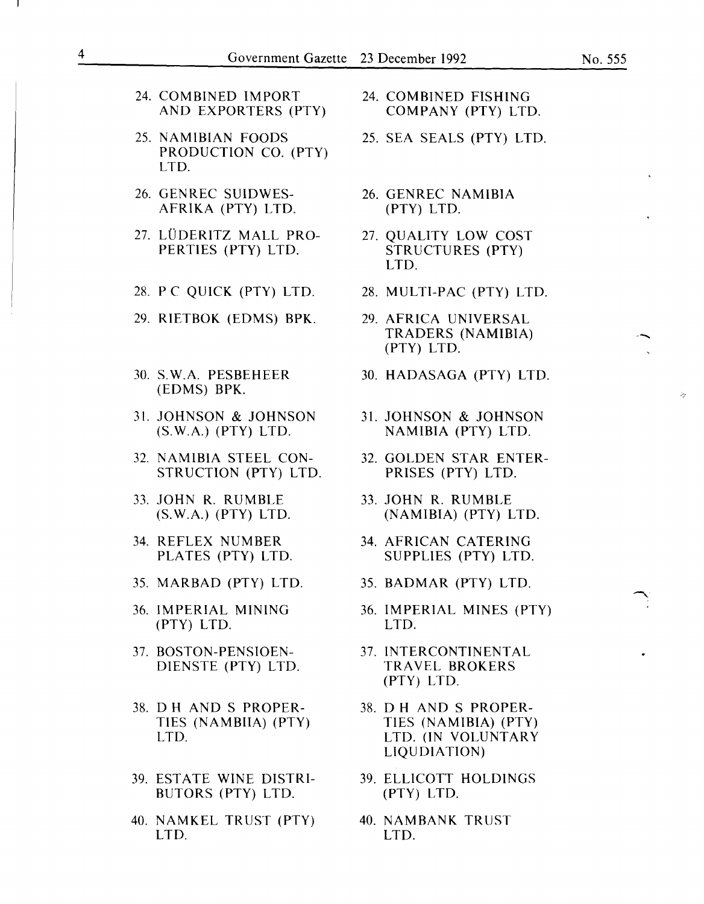| | |
|---|---|
| 24. COMBINED IMPORT AND EXPORTERS (PTY) | 24. COMBINED FISHING COMPANY (PTY) LTD. |
| 25. NAMIBIAN FOODS PRODUCTION CO. (PTY) LTD. | 25. SEA SEALS (PTY) LTD. |
| 26. GENREC SUIDWES-AFRIKA (PTY) LTD. | 26. GENREC NAMIBIA (PTY) LTD. |
| 27. LÜDERITZ MALL PROPERTIES (PTY) LTD. | 27. QUALITY LOW COST STRUCTURES (PTY) LTD. |
| 28. P C QUICK (PTY) LTD. | 28. MULTI-PAC (PTY) LTD. |
| 29. RIETBOK (EDMS) BPK. | 29. AFRICA UNIVERSAL TRADERS (NAMIBIA) (PTY) LTD. |
| 30. S.W.A. PESBEHEER (EDMS) BPK. | 30. HADASAGA (PTY) LTD. |
| 31. JOHNSON & JOHNSON (S.W.A.) (PTY) LTD. | 31. JOHNSON & JOHNSON NAMIBIA (PTY) LTD. |
| 32. NAMIBIA STEEL CONSTRUCTION (PTY) LTD. | 32. GOLDEN STAR ENTERPRISES (PTY) LTD. |
| 33. JOHN R. RUMBLE (S.W.A.) (PTY) LTD. | 33. JOHN R. RUMBLE (NAMIBIA) (PTY) LTD. |
| 34. REFLEX NUMBER PLATES (PTY) LTD. | 34. AFRICAN CATERING SUPPLIES (PTY) LTD. |
| 35. MARBAD (PTY) LTD. | 35. BADMAR (PTY) LTD. |
| 36. IMPERIAL MINING (PTY) LTD. | 36. IMPERIAL MINES (PTY) LTD. |
| 37. BOSTON-PENSIOEN-DIENSTE (PTY) LTD. | 37. INTERCONTINENTAL TRAVEL BROKERS (PTY) LTD. |
| 38. D H AND S PROPERTIES (NAMBIIA) (PTY) LTD. | 38. D H AND S PROPERTIES (NAMIBIA) (PTY) LTD. (IN VOLUNTARY LIQUDIATION) |
| 39. ESTATE WINE DISTRIBUTORS (PTY) LTD. | 39. ELLICOTT HOLDINGS (PTY) LTD. |
| 40. NAMKEL TRUST (PTY) LTD. | 40. NAMBANK TRUST LTD. |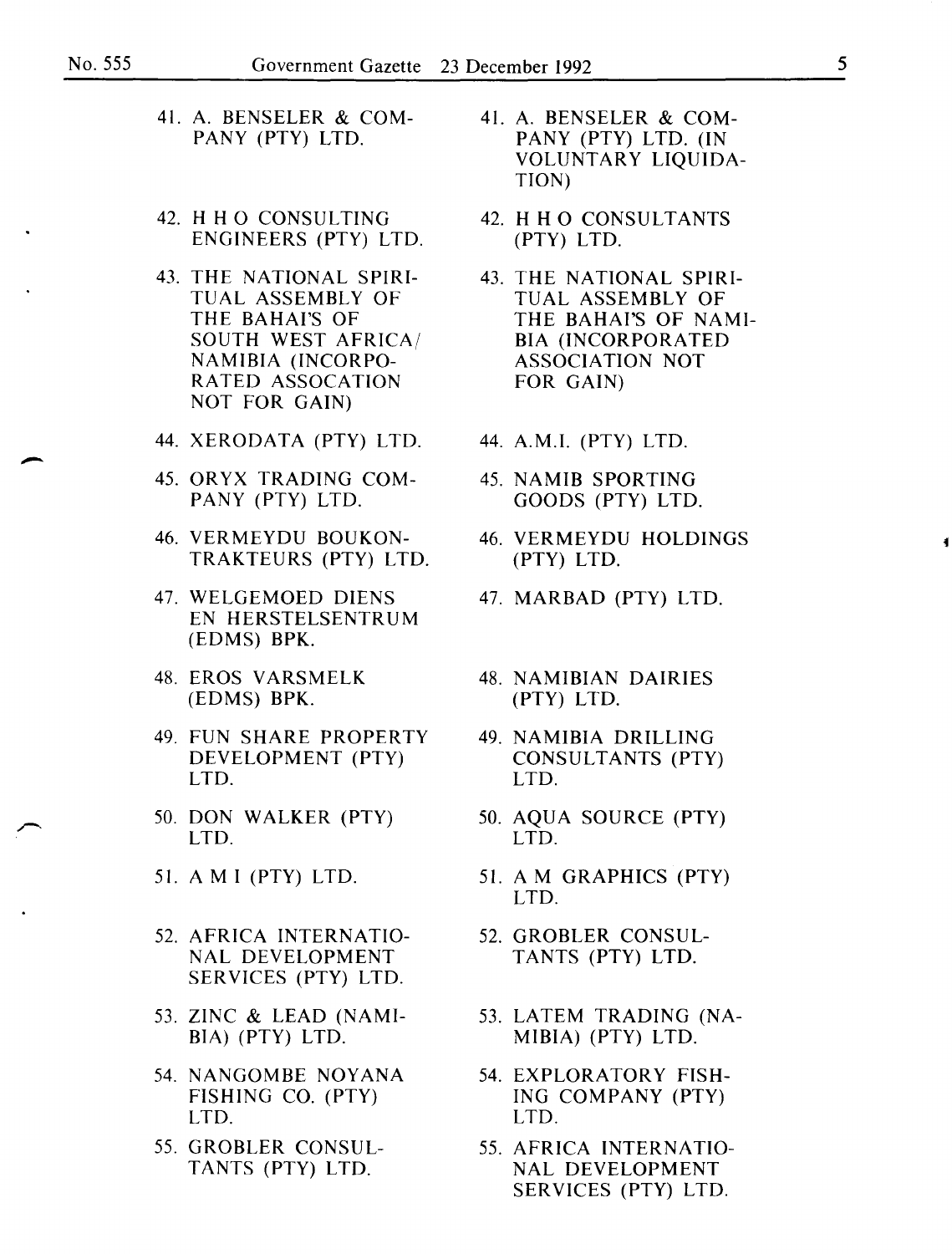| | |
|---|---|
| 41. A. BENSELER & COMPANY (PTY) LTD. | 41. A. BENSELER & COMPANY (PTY) LTD. (IN VOLUNTARY LIQUIDATION) |
| 42. H H O CONSULTING ENGINEERS (PTY) LTD. | 42. H H O CONSULTANTS (PTY) LTD. |
| 43. THE NATIONAL SPIRITUAL ASSEMBLY OF THE BAHAI'S OF SOUTH WEST AFRICA/NAMIBIA (INCORPORATED ASSOCATION NOT FOR GAIN) | 43. THE NATIONAL SPIRITUAL ASSEMBLY OF THE BAHAI'S OF NAMIBIA (INCORPORATED ASSOCIATION NOT FOR GAIN) |
| 44. XERODATA (PTY) LTD. | 44. A.M.I. (PTY) LTD. |
| 45. ORYX TRADING COMPANY (PTY) LTD. | 45. NAMIB SPORTING GOODS (PTY) LTD. |
| 46. VERMEYDU BOUKONTRAKTEURS (PTY) LTD. | 46. VERMEYDU HOLDINGS (PTY) LTD. |
| 47. WELGEMOED DIENS EN HERSTELSENTRUM (EDMS) BPK. | 47. MARBAD (PTY) LTD. |
| 48. EROS VARSMELK (EDMS) BPK. | 48. NAMIBIAN DAIRIES (PTY) LTD. |
| 49. FUN SHARE PROPERTY DEVELOPMENT (PTY) LTD. | 49. NAMIBIA DRILLING CONSULTANTS (PTY) LTD. |
| 50. DON WALKER (PTY) LTD. | 50. AQUA SOURCE (PTY) LTD. |
| 51. A M I (PTY) LTD. | 51. A M GRAPHICS (PTY) LTD. |
| 52. AFRICA INTERNATIONAL DEVELOPMENT SERVICES (PTY) LTD. | 52. GROBLER CONSULTANTS (PTY) LTD. |
| 53. ZINC & LEAD (NAMIBIA) (PTY) LTD. | 53. LATEM TRADING (NAMIBIA) (PTY) LTD. |
| 54. NANGOMBE NOYANA FISHING CO. (PTY) LTD. | 54. EXPLORATORY FISHING COMPANY (PTY) LTD. |
| 55. GROBLER CONSULTANTS (PTY) LTD. | 55. AFRICA INTERNATIONAL DEVELOPMENT SERVICES (PTY) LTD. |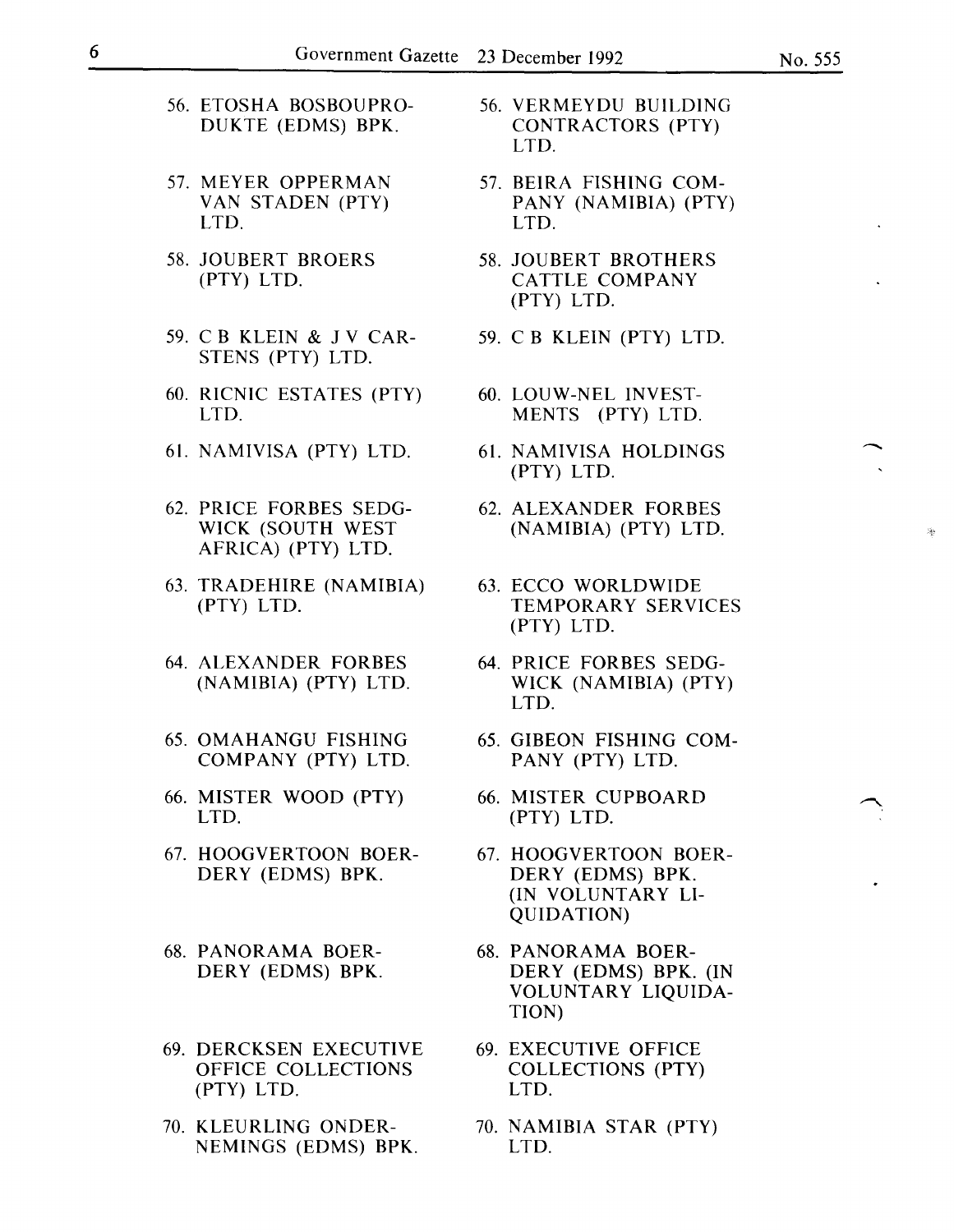| | |
|---|---|
| 56. ETOSHA BOSBOUPRODUKTE (EDMS) BPK. | 56. VERMEYDU BUILDING CONTRACTORS (PTY) LTD. |
| 57. MEYER OPPERMAN VAN STADEN (PTY) LTD. | 57. BEIRA FISHING COMPANY (NAMIBIA) (PTY) LTD. |
| 58. JOUBERT BROERS (PTY) LTD. | 58. JOUBERT BROTHERS CATTLE COMPANY (PTY) LTD. |
| 59. C B KLEIN & J V CARSTENS (PTY) LTD. | 59. C B KLEIN (PTY) LTD. |
| 60. RICNIC ESTATES (PTY) LTD. | 60. LOUW-NEL INVESTMENTS (PTY) LTD. |
| 61. NAMIVISA (PTY) LTD. | 61. NAMIVISA HOLDINGS (PTY) LTD. |
| 62. PRICE FORBES SEDGWICK (SOUTH WEST AFRICA) (PTY) LTD. | 62. ALEXANDER FORBES (NAMIBIA) (PTY) LTD. |
| 63. TRADEHIRE (NAMIBIA) (PTY) LTD. | 63. ECCO WORLDWIDE TEMPORARY SERVICES (PTY) LTD. |
| 64. ALEXANDER FORBES (NAMIBIA) (PTY) LTD. | 64. PRICE FORBES SEDGWICK (NAMIBIA) (PTY) LTD. |
| 65. OMAHANGU FISHING COMPANY (PTY) LTD. | 65. GIBEON FISHING COMPANY (PTY) LTD. |
| 66. MISTER WOOD (PTY) LTD. | 66. MISTER CUPBOARD (PTY) LTD. |
| 67. HOOGVERTOON BOERDERY (EDMS) BPK. | 67. HOOGVERTOON BOERDERY (EDMS) BPK. (IN VOLUNTARY LIQUIDATION) |
| 68. PANORAMA BOERDERY (EDMS) BPK. | 68. PANORAMA BOERDERY (EDMS) BPK. (IN VOLUNTARY LIQUIDATION) |
| 69. DERCKSEN EXECUTIVE OFFICE COLLECTIONS (PTY) LTD. | 69. EXECUTIVE OFFICE COLLECTIONS (PTY) LTD. |
| 70. KLEURLING ONDERNEMINGS (EDMS) BPK. | 70. NAMIBIA STAR (PTY) LTD. |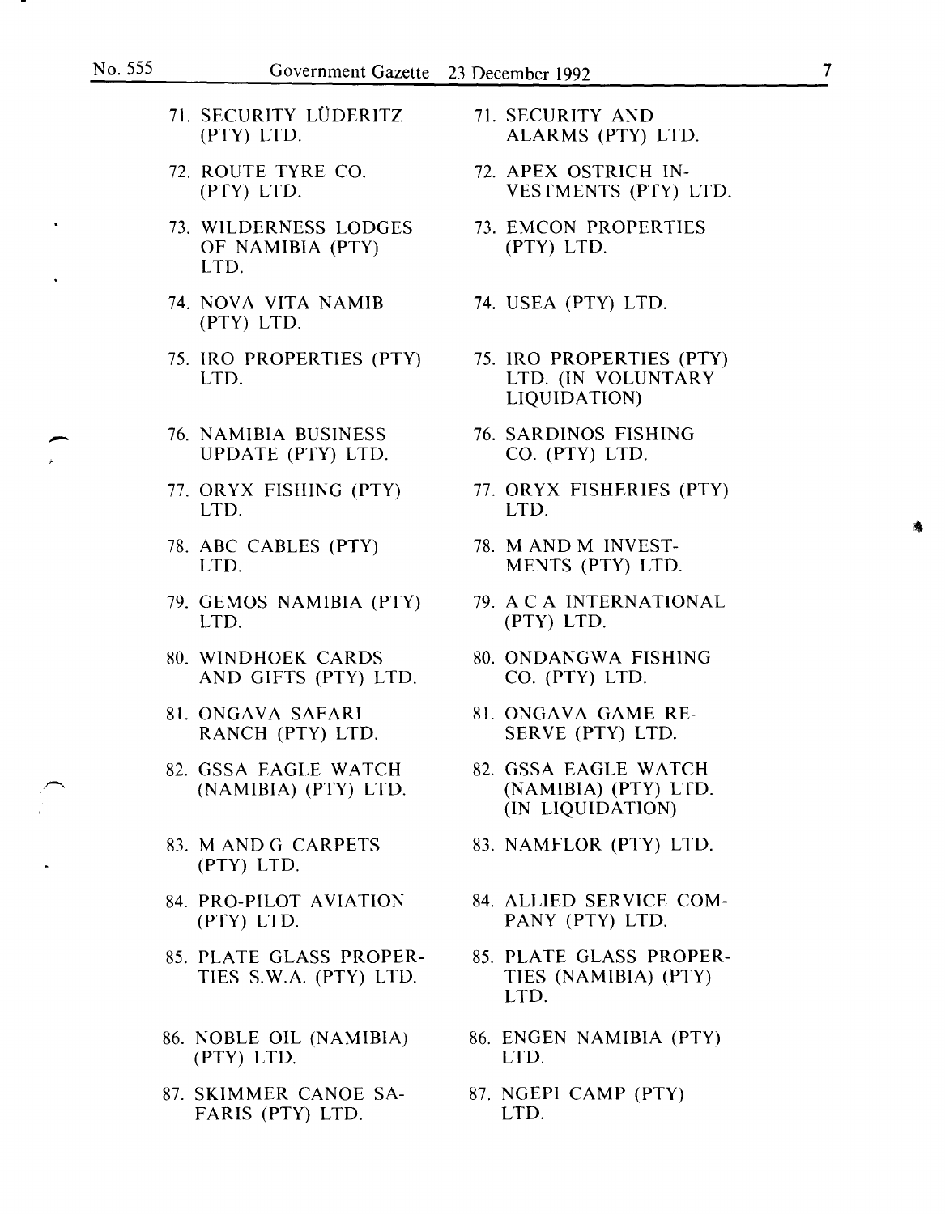| | |
|---|---|
| 71. SECURITY LÜDERITZ (PTY) LTD. | 71. SECURITY AND ALARMS (PTY) LTD. |
| 72. ROUTE TYRE CO. (PTY) LTD. | 72. APEX OSTRICH INVESTMENTS (PTY) LTD. |
| 73. WILDERNESS LODGES OF NAMIBIA (PTY) LTD. | 73. EMCON PROPERTIES (PTY) LTD. |
| 74. NOVA VITA NAMIB (PTY) LTD. | 74. USEA (PTY) LTD. |
| 75. IRO PROPERTIES (PTY) LTD. | 75. IRO PROPERTIES (PTY) LTD. (IN VOLUNTARY LIQUIDATION) |
| 76. NAMIBIA BUSINESS UPDATE (PTY) LTD. | 76. SARDINOS FISHING CO. (PTY) LTD. |
| 77. ORYX FISHING (PTY) LTD. | 77. ORYX FISHERIES (PTY) LTD. |
| 78. ABC CABLES (PTY) LTD. | 78. M AND M INVESTMENTS (PTY) LTD. |
| 79. GEMOS NAMIBIA (PTY) LTD. | 79. A C A INTERNATIONAL (PTY) LTD. |
| 80. WINDHOEK CARDS AND GIFTS (PTY) LTD. | 80. ONDANGWA FISHING CO. (PTY) LTD. |
| 81. ONGAVA SAFARI RANCH (PTY) LTD. | 81. ONGAVA GAME RESERVE (PTY) LTD. |
| 82. GSSA EAGLE WATCH (NAMIBIA) (PTY) LTD. | 82. GSSA EAGLE WATCH (NAMIBIA) (PTY) LTD. (IN LIQUIDATION) |
| 83. M AND G CARPETS (PTY) LTD. | 83. NAMFLOR (PTY) LTD. |
| 84. PRO-PILOT AVIATION (PTY) LTD. | 84. ALLIED SERVICE COMPANY (PTY) LTD. |
| 85. PLATE GLASS PROPERTIES S.W.A. (PTY) LTD. | 85. PLATE GLASS PROPERTIES (NAMIBIA) (PTY) LTD. |
| 86. NOBLE OIL (NAMIBIA) (PTY) LTD. | 86. ENGEN NAMIBIA (PTY) LTD. |
| 87. SKIMMER CANOE SAFARIS (PTY) LTD. | 87. NGEPI CAMP (PTY) LTD. |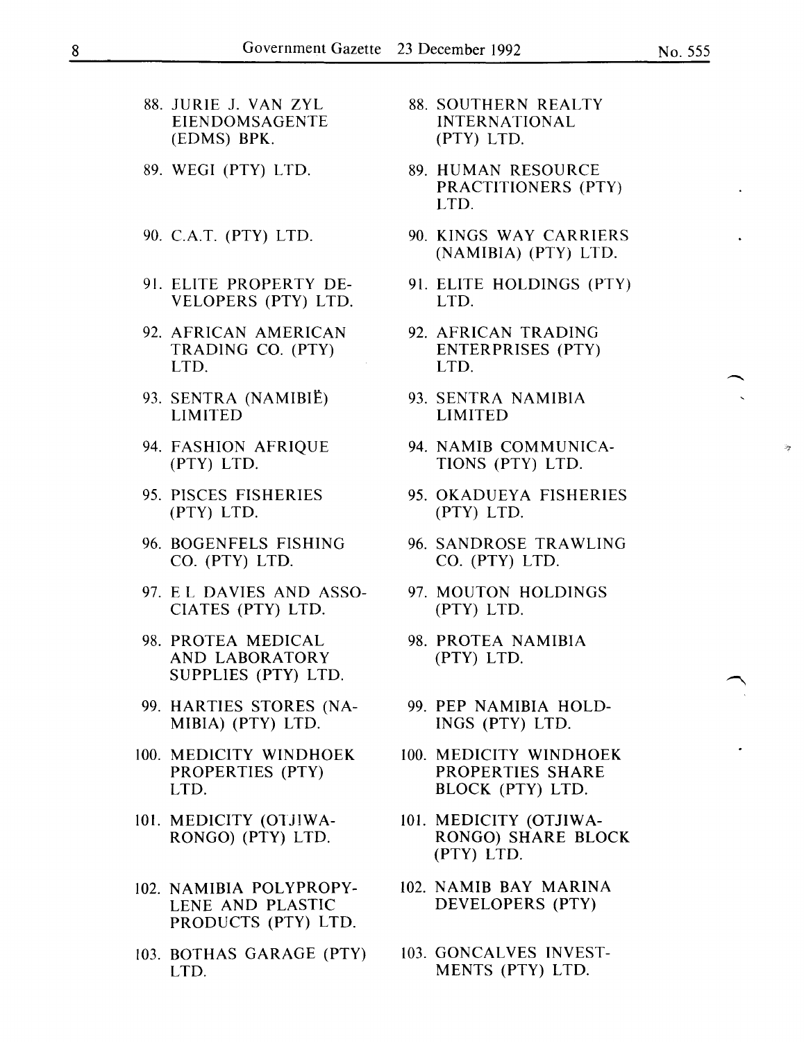| | |
|---|---|
| 88. JURIE J. VAN ZYL EIENDOMSAGENTE (EDMS) BPK. | 88. SOUTHERN REALTY INTERNATIONAL (PTY) LTD. |
| 89. WEGI (PTY) LTD. | 89. HUMAN RESOURCE PRACTITIONERS (PTY) LTD. |
| 90. C.A.T. (PTY) LTD. | 90. KINGS WAY CARRIERS (NAMIBIA) (PTY) LTD. |
| 91. ELITE PROPERTY DEVELOPERS (PTY) LTD. | 91. ELITE HOLDINGS (PTY) LTD. |
| 92. AFRICAN AMERICAN TRADING CO. (PTY) LTD. | 92. AFRICAN TRADING ENTERPRISES (PTY) LTD. |
| 93. SENTRA (NAMIBIË) LIMITED | 93. SENTRA NAMIBIA LIMITED |
| 94. FASHION AFRIQUE (PTY) LTD. | 94. NAMIB COMMUNICATIONS (PTY) LTD. |
| 95. PISCES FISHERIES (PTY) LTD. | 95. OKADUEYA FISHERIES (PTY) LTD. |
| 96. BOGENFELS FISHING CO. (PTY) LTD. | 96. SANDROSE TRAWLING CO. (PTY) LTD. |
| 97. E L DAVIES AND ASSOCIATES (PTY) LTD. | 97. MOUTON HOLDINGS (PTY) LTD. |
| 98. PROTEA MEDICAL AND LABORATORY SUPPLIES (PTY) LTD. | 98. PROTEA NAMIBIA (PTY) LTD. |
| 99. HARTIES STORES (NAMIBIA) (PTY) LTD. | 99. PEP NAMIBIA HOLDINGS (PTY) LTD. |
| 100. MEDICITY WINDHOEK PROPERTIES (PTY) LTD. | 100. MEDICITY WINDHOEK PROPERTIES SHARE BLOCK (PTY) LTD. |
| 101. MEDICITY (OTJIWARONGO) (PTY) LTD. | 101. MEDICITY (OTJIWARONGO) SHARE BLOCK (PTY) LTD. |
| 102. NAMIBIA POLYPROPYLENE AND PLASTIC PRODUCTS (PTY) LTD. | 102. NAMIB BAY MARINA DEVELOPERS (PTY) |
| 103. BOTHAS GARAGE (PTY) LTD. | 103. GONCALVES INVESTMENTS (PTY) LTD. |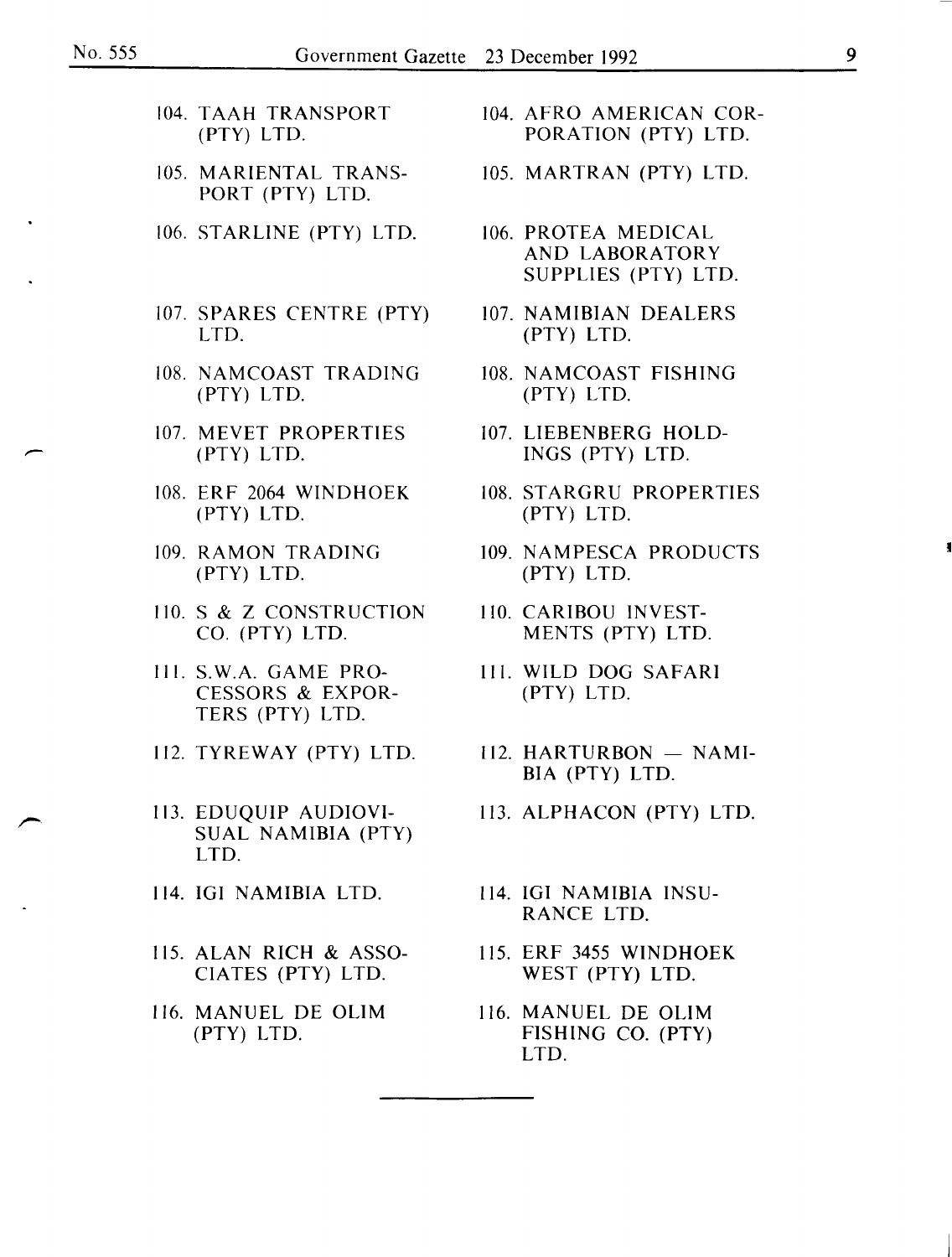| | |
|---|---|
| 104. TAAH TRANSPORT (PTY) LTD. | 104. AFRO AMERICAN CORPORATION (PTY) LTD. |
| 105. MARIENTAL TRANSPORT (PTY) LTD. | 105. MARTRAN (PTY) LTD. |
| 106. STARLINE (PTY) LTD. | 106. PROTEA MEDICAL AND LABORATORY SUPPLIES (PTY) LTD. |
| 107. SPARES CENTRE (PTY) LTD. | 107. NAMIBIAN DEALERS (PTY) LTD. |
| 108. NAMCOAST TRADING (PTY) LTD. | 108. NAMCOAST FISHING (PTY) LTD. |
| 107. MEVET PROPERTIES (PTY) LTD. | 107. LIEBENBERG HOLDINGS (PTY) LTD. |
| 108. ERF 2064 WINDHOEK (PTY) LTD. | 108. STARGRU PROPERTIES (PTY) LTD. |
| 109. RAMON TRADING (PTY) LTD. | 109. NAMPESCA PRODUCTS (PTY) LTD. |
| 110. S & Z CONSTRUCTION CO. (PTY) LTD. | 110. CARIBOU INVESTMENTS (PTY) LTD. |
| 111. S.W.A. GAME PROCESSORS & EXPORTERS (PTY) LTD. | 111. WILD DOG SAFARI (PTY) LTD. |
| 112. TYREWAY (PTY) LTD. | 112. HARTURBON — NAMIBIA (PTY) LTD. |
| 113. EDUQUIP AUDIOVISUAL NAMIBIA (PTY) LTD. | 113. ALPHACON (PTY) LTD. |
| 114. IGI NAMIBIA LTD. | 114. IGI NAMIBIA INSURANCE LTD. |
| 115. ALAN RICH & ASSOCIATES (PTY) LTD. | 115. ERF 3455 WINDHOEK WEST (PTY) LTD. |
| 116. MANUEL DE OLIM (PTY) LTD. | 116. MANUEL DE OLIM FISHING CO. (PTY) LTD. |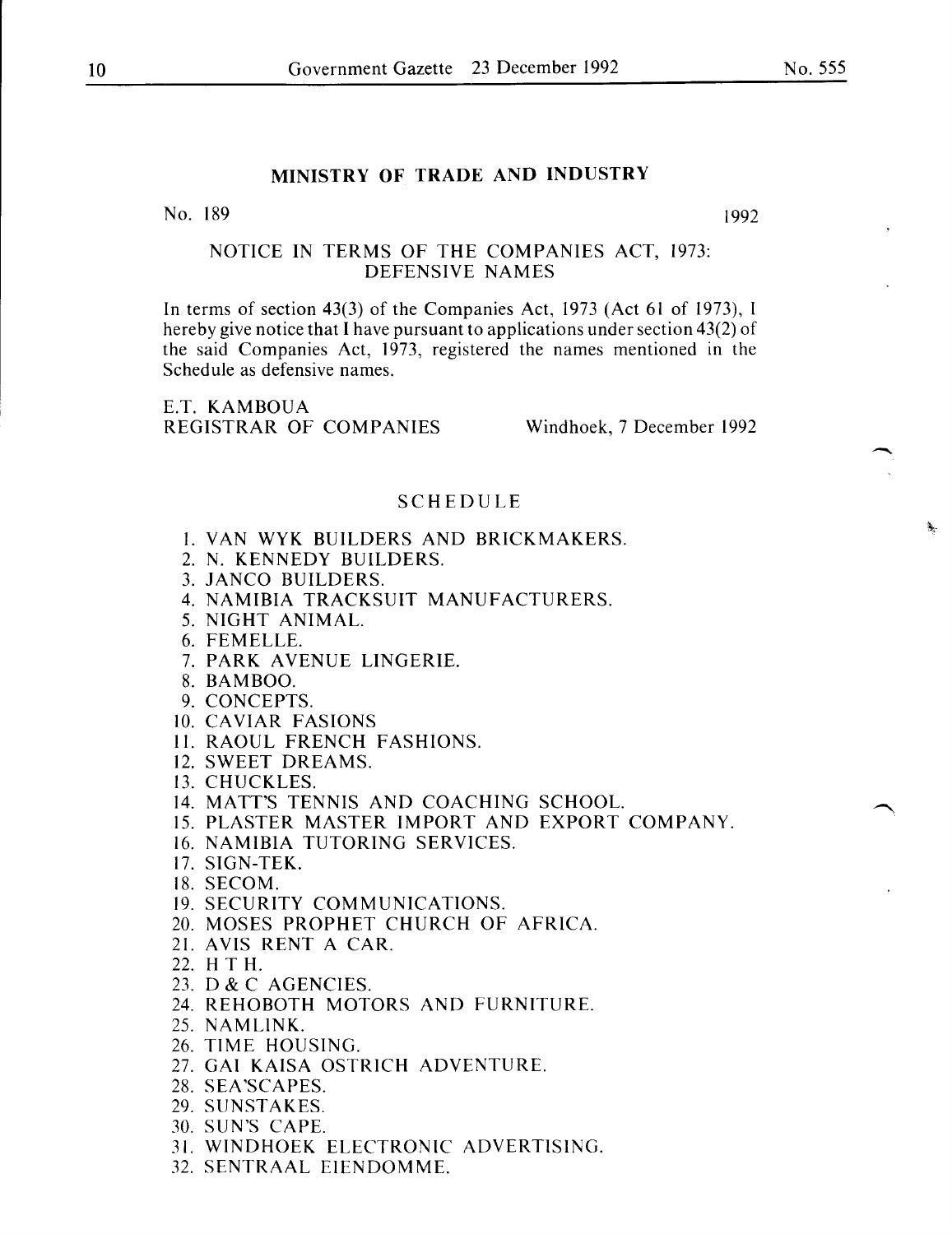## MINISTRY OF TRADE AND INDUSTRY

No. 189 1992

### NOTICE IN TERMS OF THE COMPANIES ACT, 1973: DEFENSIVE NAMES

In terms of section 43(3) of the Companies Act, 1973 (Act 61 of 1973), I hereby give notice that I have pursuant to applications under section 43(2) of the said Companies Act, 1973, registered the names mentioned in the Schedule as defensive names.

E.T. KAMBOUA
REGISTRAR OF COMPANIES Windhoek, 7 December 1992

### SCHEDULE

1. VAN WYK BUILDERS AND BRICKMAKERS.
2. N. KENNEDY BUILDERS.
3. JANCO BUILDERS.
4. NAMIBIA TRACKSUIT MANUFACTURERS.
5. NIGHT ANIMAL.
6. FEMELLE.
7. PARK AVENUE LINGERIE.
8. BAMBOO.
9. CONCEPTS.
10. CAVIAR FASIONS
11. RAOUL FRENCH FASHIONS.
12. SWEET DREAMS.
13. CHUCKLES.
14. MATT'S TENNIS AND COACHING SCHOOL.
15. PLASTER MASTER IMPORT AND EXPORT COMPANY.
16. NAMIBIA TUTORING SERVICES.
17. SIGN-TEK.
18. SECOM.
19. SECURITY COMMUNICATIONS.
20. MOSES PROPHET CHURCH OF AFRICA.
21. AVIS RENT A CAR.
22. H T H.
23. D & C AGENCIES.
24. REHOBOTH MOTORS AND FURNITURE.
25. NAMLINK.
26. TIME HOUSING.
27. GAI KAISA OSTRICH ADVENTURE.
28. SEA'SCAPES.
29. SUNSTAKES.
30. SUN'S CAPE.
31. WINDHOEK ELECTRONIC ADVERTISING.
32. SENTRAAL EIENDOMME.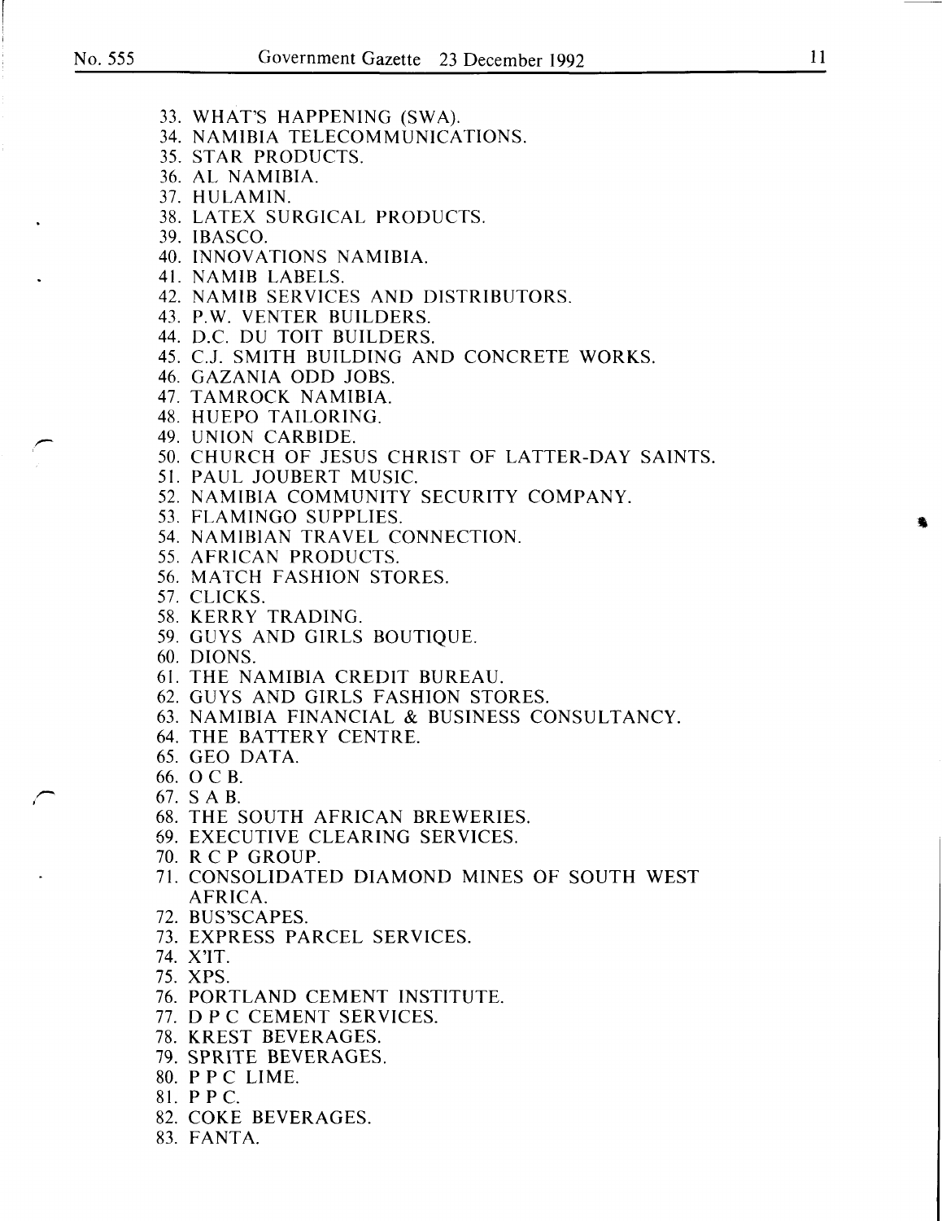33. WHAT'S HAPPENING (SWA).
34. NAMIBIA TELECOMMUNICATIONS.
35. STAR PRODUCTS.
36. AL NAMIBIA.
37. HULAMIN.
38. LATEX SURGICAL PRODUCTS.
39. IBASCO.
40. INNOVATIONS NAMIBIA.
41. NAMIB LABELS.
42. NAMIB SERVICES AND DISTRIBUTORS.
43. P.W. VENTER BUILDERS.
44. D.C. DU TOIT BUILDERS.
45. C.J. SMITH BUILDING AND CONCRETE WORKS.
46. GAZANIA ODD JOBS.
47. TAMROCK NAMIBIA.
48. HUEPO TAILORING.
49. UNION CARBIDE.
50. CHURCH OF JESUS CHRIST OF LATTER-DAY SAINTS.
51. PAUL JOUBERT MUSIC.
52. NAMIBIA COMMUNITY SECURITY COMPANY.
53. FLAMINGO SUPPLIES.
54. NAMIBIAN TRAVEL CONNECTION.
55. AFRICAN PRODUCTS.
56. MATCH FASHION STORES.
57. CLICKS.
58. KERRY TRADING.
59. GUYS AND GIRLS BOUTIQUE.
60. DIONS.
61. THE NAMIBIA CREDIT BUREAU.
62. GUYS AND GIRLS FASHION STORES.
63. NAMIBIA FINANCIAL & BUSINESS CONSULTANCY.
64. THE BATTERY CENTRE.
65. GEO DATA.
66. O C B.
67. S A B.
68. THE SOUTH AFRICAN BREWERIES.
69. EXECUTIVE CLEARING SERVICES.
70. R C P GROUP.
71. CONSOLIDATED DIAMOND MINES OF SOUTH WEST AFRICA.
72. BUS'SCAPES.
73. EXPRESS PARCEL SERVICES.
74. X'IT.
75. XPS.
76. PORTLAND CEMENT INSTITUTE.
77. D P C CEMENT SERVICES.
78. KREST BEVERAGES.
79. SPRITE BEVERAGES.
80. P P C LIME.
81. P P C.
82. COKE BEVERAGES.
83. FANTA.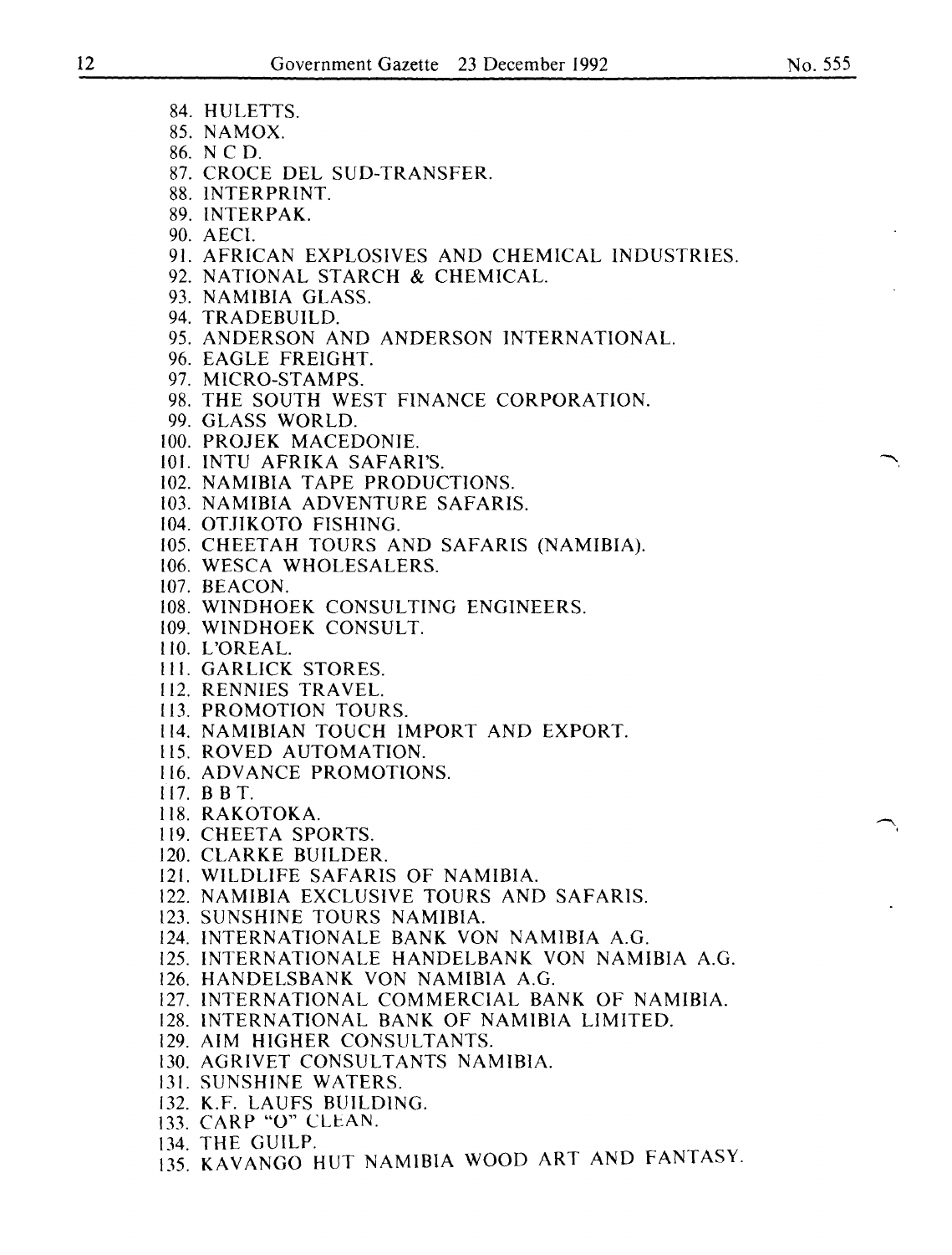84. HULETTS.
85. NAMOX.
86. N C D.
87. CROCE DEL SUD-TRANSFER.
88. INTERPRINT.
89. INTERPAK.
90. AECI.
91. AFRICAN EXPLOSIVES AND CHEMICAL INDUSTRIES.
92. NATIONAL STARCH & CHEMICAL.
93. NAMIBIA GLASS.
94. TRADEBUILD.
95. ANDERSON AND ANDERSON INTERNATIONAL.
96. EAGLE FREIGHT.
97. MICRO-STAMPS.
98. THE SOUTH WEST FINANCE CORPORATION.
99. GLASS WORLD.
100. PROJEK MACEDONIE.
101. INTU AFRIKA SAFARI'S.
102. NAMIBIA TAPE PRODUCTIONS.
103. NAMIBIA ADVENTURE SAFARIS.
104. OTJIKOTO FISHING.
105. CHEETAH TOURS AND SAFARIS (NAMIBIA).
106. WESCA WHOLESALERS.
107. BEACON.
108. WINDHOEK CONSULTING ENGINEERS.
109. WINDHOEK CONSULT.
110. L'OREAL.
111. GARLICK STORES.
112. RENNIES TRAVEL.
113. PROMOTION TOURS.
114. NAMIBIAN TOUCH IMPORT AND EXPORT.
115. ROVED AUTOMATION.
116. ADVANCE PROMOTIONS.
117. B B T.
118. RAKOTOKA.
119. CHEETA SPORTS.
120. CLARKE BUILDER.
121. WILDLIFE SAFARIS OF NAMIBIA.
122. NAMIBIA EXCLUSIVE TOURS AND SAFARIS.
123. SUNSHINE TOURS NAMIBIA.
124. INTERNATIONALE BANK VON NAMIBIA A.G.
125. INTERNATIONALE HANDELBANK VON NAMIBIA A.G.
126. HANDELSBANK VON NAMIBIA A.G.
127. INTERNATIONAL COMMERCIAL BANK OF NAMIBIA.
128. INTERNATIONAL BANK OF NAMIBIA LIMITED.
129. AIM HIGHER CONSULTANTS.
130. AGRIVET CONSULTANTS NAMIBIA.
131. SUNSHINE WATERS.
132. K.F. LAUFS BUILDING.
133. CARP "O" CLEAN.
134. THE GUILP.
135. KAVANGO HUT NAMIBIA WOOD ART AND FANTASY.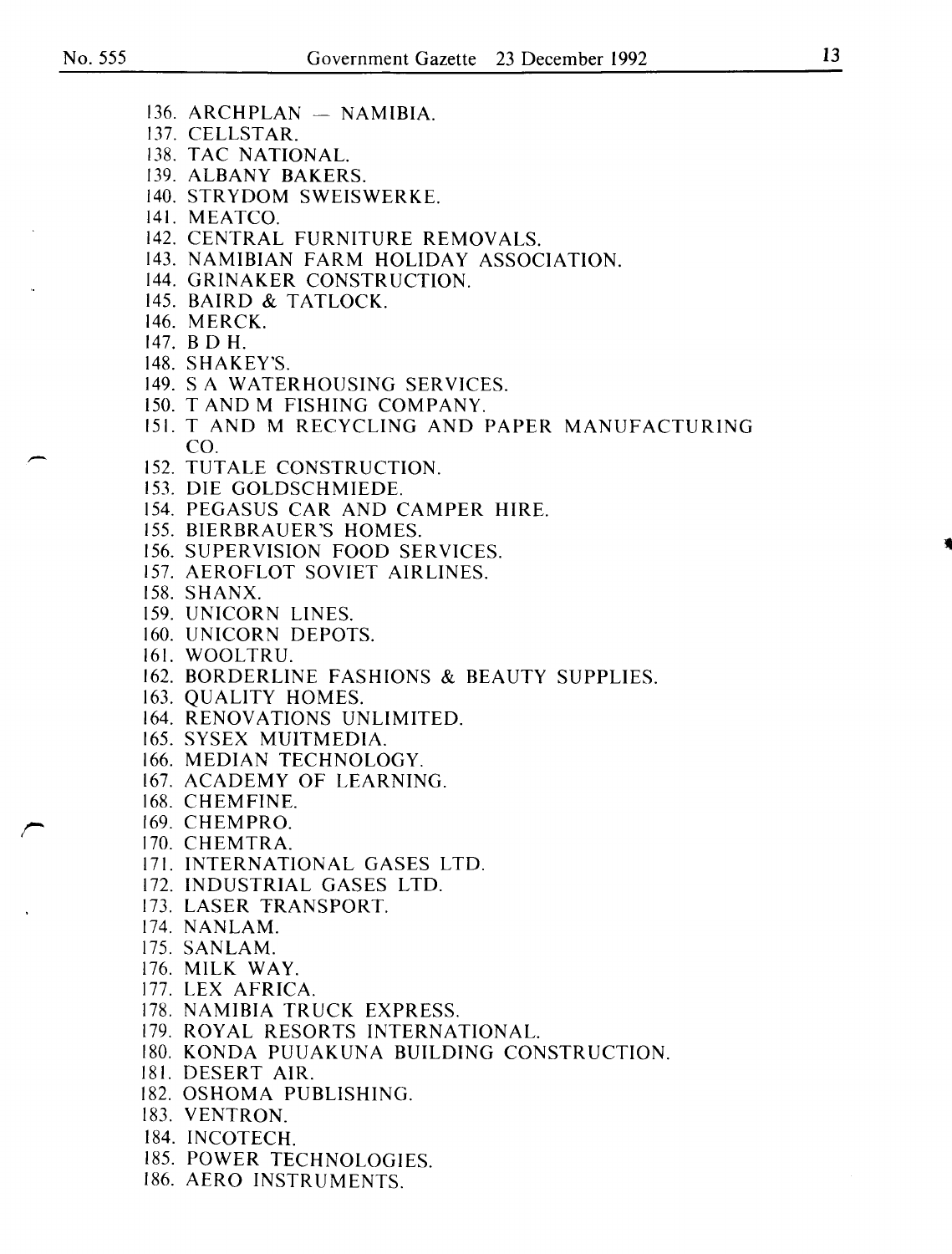136. ARCHPLAN — NAMIBIA.
137. CELLSTAR.
138. TAC NATIONAL.
139. ALBANY BAKERS.
140. STRYDOM SWEISWERKE.
141. MEATCO.
142. CENTRAL FURNITURE REMOVALS.
143. NAMIBIAN FARM HOLIDAY ASSOCIATION.
144. GRINAKER CONSTRUCTION.
145. BAIRD & TATLOCK.
146. MERCK.
147. B D H.
148. SHAKEY'S.
149. S A WATERHOUSING SERVICES.
150. T AND M FISHING COMPANY.
151. T AND M RECYCLING AND PAPER MANUFACTURING CO.
152. TUTALE CONSTRUCTION.
153. DIE GOLDSCHMIEDE.
154. PEGASUS CAR AND CAMPER HIRE.
155. BIERBRAUER'S HOMES.
156. SUPERVISION FOOD SERVICES.
157. AEROFLOT SOVIET AIRLINES.
158. SHANX.
159. UNICORN LINES.
160. UNICORN DEPOTS.
161. WOOLTRU.
162. BORDERLINE FASHIONS & BEAUTY SUPPLIES.
163. QUALITY HOMES.
164. RENOVATIONS UNLIMITED.
165. SYSEX MUITMEDIA.
166. MEDIAN TECHNOLOGY.
167. ACADEMY OF LEARNING.
168. CHEMFINE.
169. CHEMPRO.
170. CHEMTRA.
171. INTERNATIONAL GASES LTD.
172. INDUSTRIAL GASES LTD.
173. LASER TRANSPORT.
174. NANLAM.
175. SANLAM.
176. MILK WAY.
177. LEX AFRICA.
178. NAMIBIA TRUCK EXPRESS.
179. ROYAL RESORTS INTERNATIONAL.
180. KONDA PUUAKUNA BUILDING CONSTRUCTION.
181. DESERT AIR.
182. OSHOMA PUBLISHING.
183. VENTRON.
184. INCOTECH.
185. POWER TECHNOLOGIES.
186. AERO INSTRUMENTS.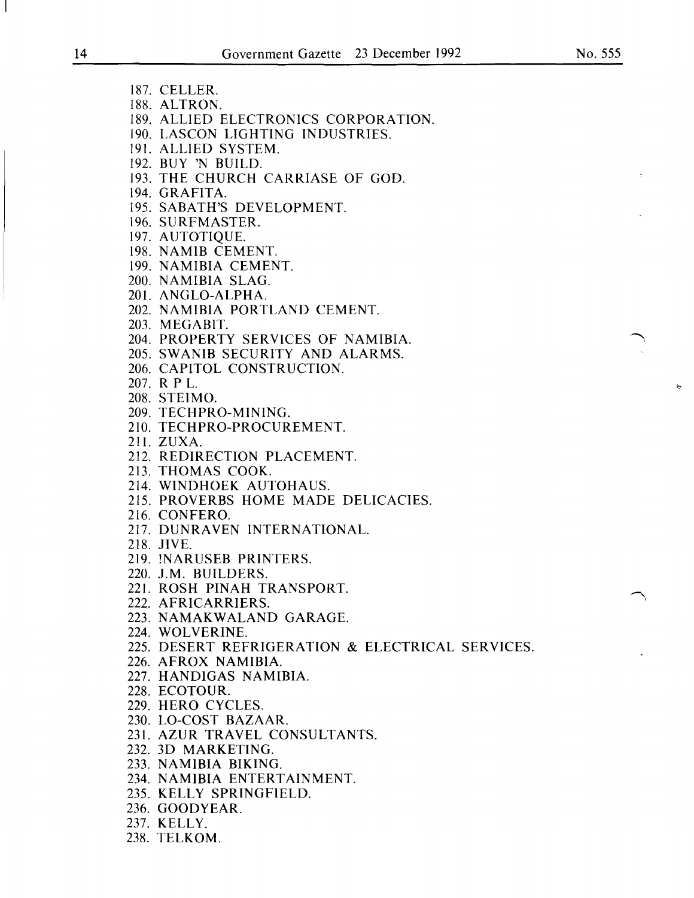187. CELLER.
188. ALTRON.
189. ALLIED ELECTRONICS CORPORATION.
190. LASCON LIGHTING INDUSTRIES.
191. ALLIED SYSTEM.
192. BUY 'N BUILD.
193. THE CHURCH CARRIASE OF GOD.
194. GRAFITA.
195. SABATH'S DEVELOPMENT.
196. SURFMASTER.
197. AUTOTIQUE.
198. NAMIB CEMENT.
199. NAMIBIA CEMENT.
200. NAMIBIA SLAG.
201. ANGLO-ALPHA.
202. NAMIBIA PORTLAND CEMENT.
203. MEGABIT.
204. PROPERTY SERVICES OF NAMIBIA.
205. SWANIB SECURITY AND ALARMS.
206. CAPITOL CONSTRUCTION.
207. R P L.
208. STEIMO.
209. TECHPRO-MINING.
210. TECHPRO-PROCUREMENT.
211. ZUXA.
212. REDIRECTION PLACEMENT.
213. THOMAS COOK.
214. WINDHOEK AUTOHAUS.
215. PROVERBS HOME MADE DELICACIES.
216. CONFERO.
217. DUNRAVEN INTERNATIONAL.
218. JIVE.
219. !NARUSEB PRINTERS.
220. J.M. BUILDERS.
221. ROSH PINAH TRANSPORT.
222. AFRICARRIERS.
223. NAMAKWALAND GARAGE.
224. WOLVERINE.
225. DESERT REFRIGERATION & ELECTRICAL SERVICES.
226. AFROX NAMIBIA.
227. HANDIGAS NAMIBIA.
228. ECOTOUR.
229. HERO CYCLES.
230. LO-COST BAZAAR.
231. AZUR TRAVEL CONSULTANTS.
232. 3D MARKETING.
233. NAMIBIA BIKING.
234. NAMIBIA ENTERTAINMENT.
235. KELLY SPRINGFIELD.
236. GOODYEAR.
237. KELLY.
238. TELKOM.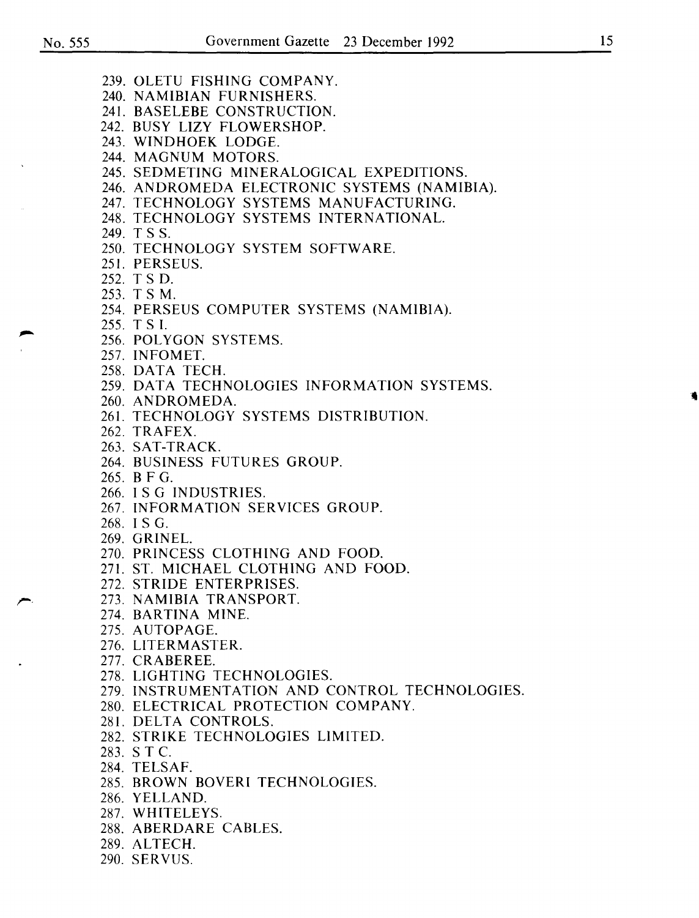239. OLETU FISHING COMPANY.
240. NAMIBIAN FURNISHERS.
241. BASELEBE CONSTRUCTION.
242. BUSY LIZY FLOWERSHOP.
243. WINDHOEK LODGE.
244. MAGNUM MOTORS.
245. SEDMETING MINERALOGICAL EXPEDITIONS.
246. ANDROMEDA ELECTRONIC SYSTEMS (NAMIBIA).
247. TECHNOLOGY SYSTEMS MANUFACTURING.
248. TECHNOLOGY SYSTEMS INTERNATIONAL.
249. T S S.
250. TECHNOLOGY SYSTEM SOFTWARE.
251. PERSEUS.
252. T S D.
253. T S M.
254. PERSEUS COMPUTER SYSTEMS (NAMIBIA).
255. T S I.
256. POLYGON SYSTEMS.
257. INFOMET.
258. DATA TECH.
259. DATA TECHNOLOGIES INFORMATION SYSTEMS.
260. ANDROMEDA.
261. TECHNOLOGY SYSTEMS DISTRIBUTION.
262. TRAFEX.
263. SAT-TRACK.
264. BUSINESS FUTURES GROUP.
265. B F G.
266. I S G INDUSTRIES.
267. INFORMATION SERVICES GROUP.
268. I S G.
269. GRINEL.
270. PRINCESS CLOTHING AND FOOD.
271. ST. MICHAEL CLOTHING AND FOOD.
272. STRIDE ENTERPRISES.
273. NAMIBIA TRANSPORT.
274. BARTINA MINE.
275. AUTOPAGE.
276. LITERMASTER.
277. CRABEREE.
278. LIGHTING TECHNOLOGIES.
279. INSTRUMENTATION AND CONTROL TECHNOLOGIES.
280. ELECTRICAL PROTECTION COMPANY.
281. DELTA CONTROLS.
282. STRIKE TECHNOLOGIES LIMITED.
283. S T C.
284. TELSAF.
285. BROWN BOVERI TECHNOLOGIES.
286. YELLAND.
287. WHITELEYS.
288. ABERDARE CABLES.
289. ALTECH.
290. SERVUS.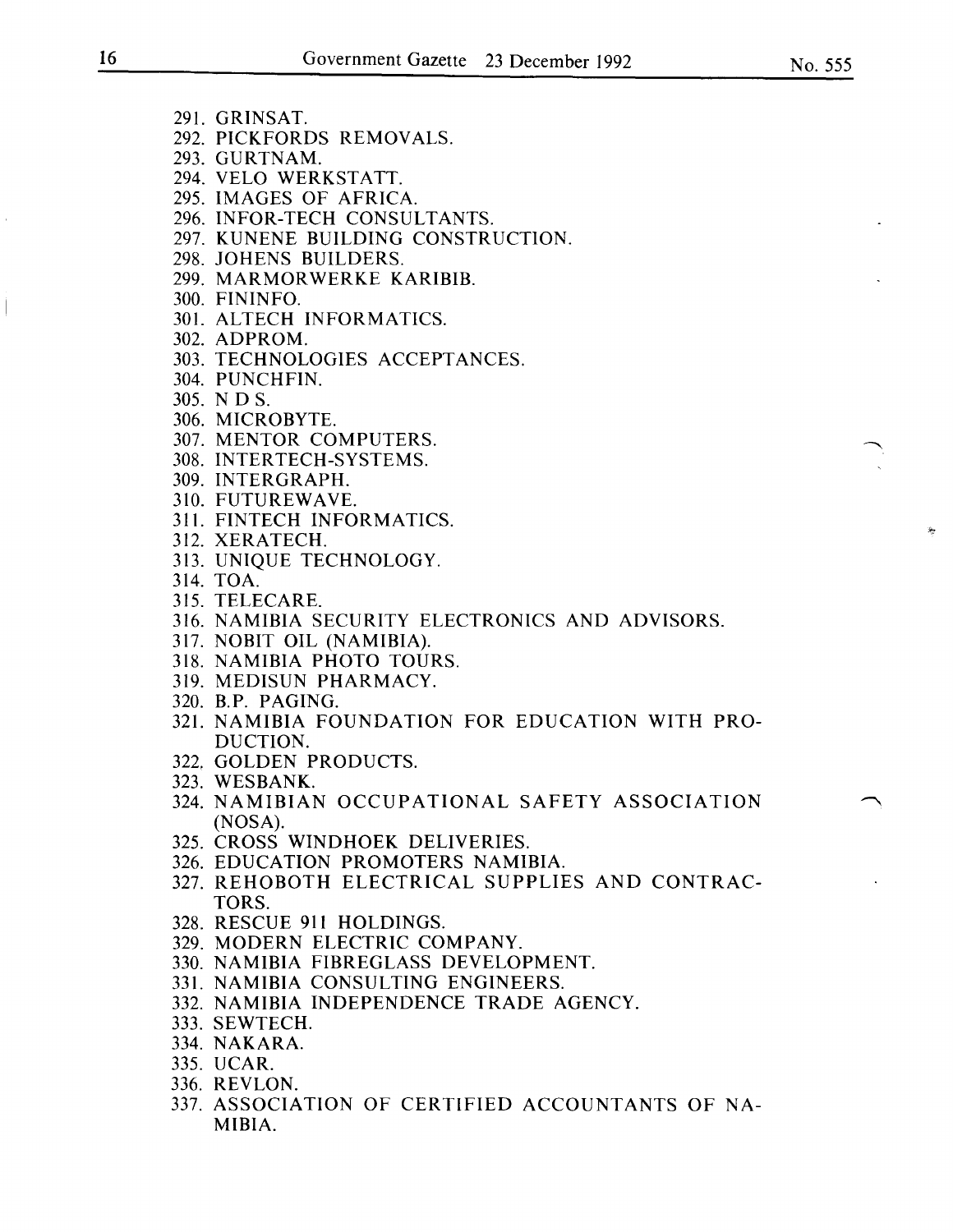291. GRINSAT.
292. PICKFORDS REMOVALS.
293. GURTNAM.
294. VELO WERKSTATT.
295. IMAGES OF AFRICA.
296. INFOR-TECH CONSULTANTS.
297. KUNENE BUILDING CONSTRUCTION.
298. JOHENS BUILDERS.
299. MARMORWERKE KARIBIB.
300. FININFO.
301. ALTECH INFORMATICS.
302. ADPROM.
303. TECHNOLOGIES ACCEPTANCES.
304. PUNCHFIN.
305. N D S.
306. MICROBYTE.
307. MENTOR COMPUTERS.
308. INTERTECH-SYSTEMS.
309. INTERGRAPH.
310. FUTUREWAVE.
311. FINTECH INFORMATICS.
312. XERATECH.
313. UNIQUE TECHNOLOGY.
314. TOA.
315. TELECARE.
316. NAMIBIA SECURITY ELECTRONICS AND ADVISORS.
317. NOBIT OIL (NAMIBIA).
318. NAMIBIA PHOTO TOURS.
319. MEDISUN PHARMACY.
320. B.P. PAGING.
321. NAMIBIA FOUNDATION FOR EDUCATION WITH PRODUCTION.
322. GOLDEN PRODUCTS.
323. WESBANK.
324. NAMIBIAN OCCUPATIONAL SAFETY ASSOCIATION (NOSA).
325. CROSS WINDHOEK DELIVERIES.
326. EDUCATION PROMOTERS NAMIBIA.
327. REHOBOTH ELECTRICAL SUPPLIES AND CONTRACTORS.
328. RESCUE 911 HOLDINGS.
329. MODERN ELECTRIC COMPANY.
330. NAMIBIA FIBREGLASS DEVELOPMENT.
331. NAMIBIA CONSULTING ENGINEERS.
332. NAMIBIA INDEPENDENCE TRADE AGENCY.
333. SEWTECH.
334. NAKARA.
335. UCAR.
336. REVLON.
337. ASSOCIATION OF CERTIFIED ACCOUNTANTS OF NAMIBIA.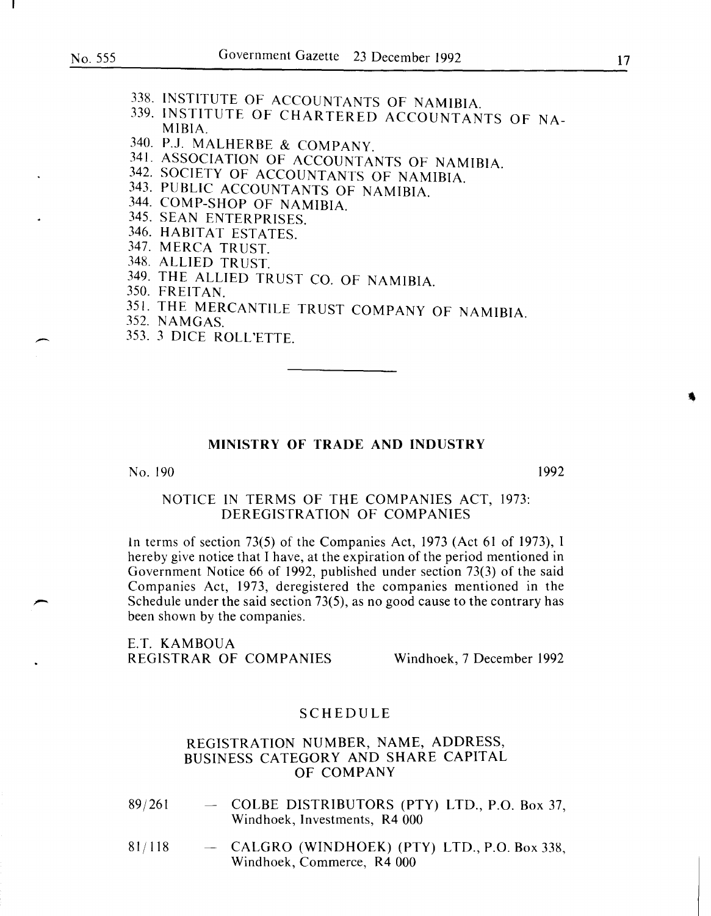338. INSTITUTE OF ACCOUNTANTS OF NAMIBIA.
339. INSTITUTE OF CHARTERED ACCOUNTANTS OF NAMIBIA.
340. P.J. MALHERBE & COMPANY.
341. ASSOCIATION OF ACCOUNTANTS OF NAMIBIA.
342. SOCIETY OF ACCOUNTANTS OF NAMIBIA.
343. PUBLIC ACCOUNTANTS OF NAMIBIA.
344. COMP-SHOP OF NAMIBIA.
345. SEAN ENTERPRISES.
346. HABITAT ESTATES.
347. MERCA TRUST.
348. ALLIED TRUST.
349. THE ALLIED TRUST CO. OF NAMIBIA.
350. FREITAN.
351. THE MERCANTILE TRUST COMPANY OF NAMIBIA.
352. NAMGAS.
353. 3 DICE ROLL'ETTE.

---

## MINISTRY OF TRADE AND INDUSTRY

No. 190 &nbsp;&nbsp;&nbsp;&nbsp;&nbsp;&nbsp;&nbsp;&nbsp;&nbsp;&nbsp;&nbsp;&nbsp;&nbsp;&nbsp;&nbsp;&nbsp; 1992

### NOTICE IN TERMS OF THE COMPANIES ACT, 1973: DEREGISTRATION OF COMPANIES

In terms of section 73(5) of the Companies Act, 1973 (Act 61 of 1973), I hereby give notice that I have, at the expiration of the period mentioned in Government Notice 66 of 1992, published under section 73(3) of the said Companies Act, 1973, deregistered the companies mentioned in the Schedule under the said section 73(5), as no good cause to the contrary has been shown by the companies.

E.T. KAMBOUA
REGISTRAR OF COMPANIES &nbsp;&nbsp;&nbsp;&nbsp;&nbsp;&nbsp;&nbsp;&nbsp; Windhoek, 7 December 1992

### SCHEDULE

### REGISTRATION NUMBER, NAME, ADDRESS, BUSINESS CATEGORY AND SHARE CAPITAL OF COMPANY

89/261 — COLBE DISTRIBUTORS (PTY) LTD., P.O. Box 37, Windhoek, Investments, R4 000

81/118 — CALGRO (WINDHOEK) (PTY) LTD., P.O. Box 338, Windhoek, Commerce, R4 000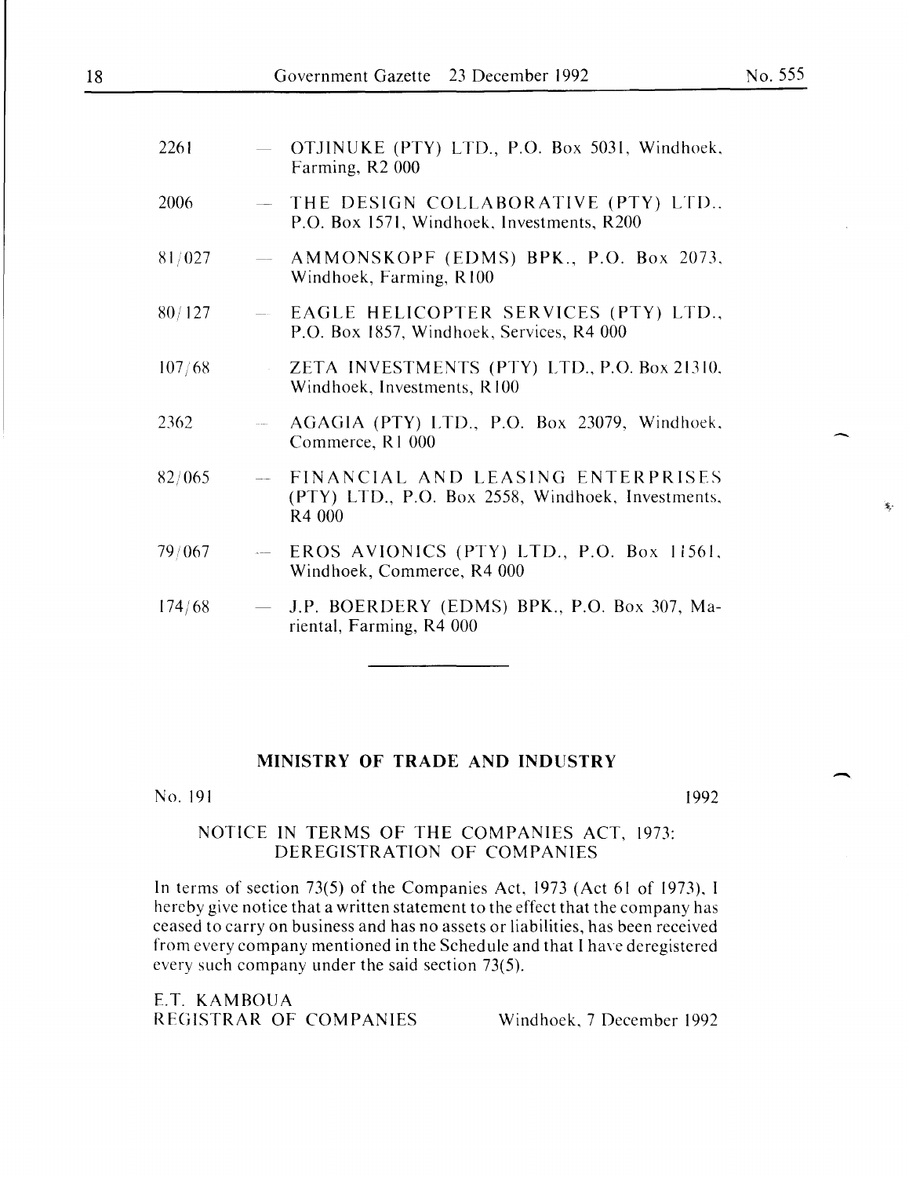2261 — OTJINUKE (PTY) LTD., P.O. Box 5031, Windhoek, Farming, R2 000

2006 — THE DESIGN COLLABORATIVE (PTY) LTD., P.O. Box 1571, Windhoek, Investments, R200

81/027 — AMMONSKOPF (EDMS) BPK., P.O. Box 2073, Windhoek, Farming, R100

80/127 — EAGLE HELICOPTER SERVICES (PTY) LTD., P.O. Box 1857, Windhoek, Services, R4 000

107/68 — ZETA INVESTMENTS (PTY) LTD., P.O. Box 21310, Windhoek, Investments, R100

2362 — AGAGIA (PTY) LTD., P.O. Box 23079, Windhoek, Commerce, R1 000

82/065 — FINANCIAL AND LEASING ENTERPRISES (PTY) LTD., P.O. Box 2558, Windhoek, Investments, R4 000

79/067 — EROS AVIONICS (PTY) LTD., P.O. Box 11561, Windhoek, Commerce, R4 000

174/68 — J.P. BOERDERY (EDMS) BPK., P.O. Box 307, Mariental, Farming, R4 000

---

## MINISTRY OF TRADE AND INDUSTRY

No. 191 1992

### NOTICE IN TERMS OF THE COMPANIES ACT, 1973: DEREGISTRATION OF COMPANIES

In terms of section 73(5) of the Companies Act, 1973 (Act 61 of 1973), I hereby give notice that a written statement to the effect that the company has ceased to carry on business and has no assets or liabilities, has been received from every company mentioned in the Schedule and that I have deregistered every such company under the said section 73(5).

E.T. KAMBOUA
REGISTRAR OF COMPANIES

Windhoek, 7 December 1992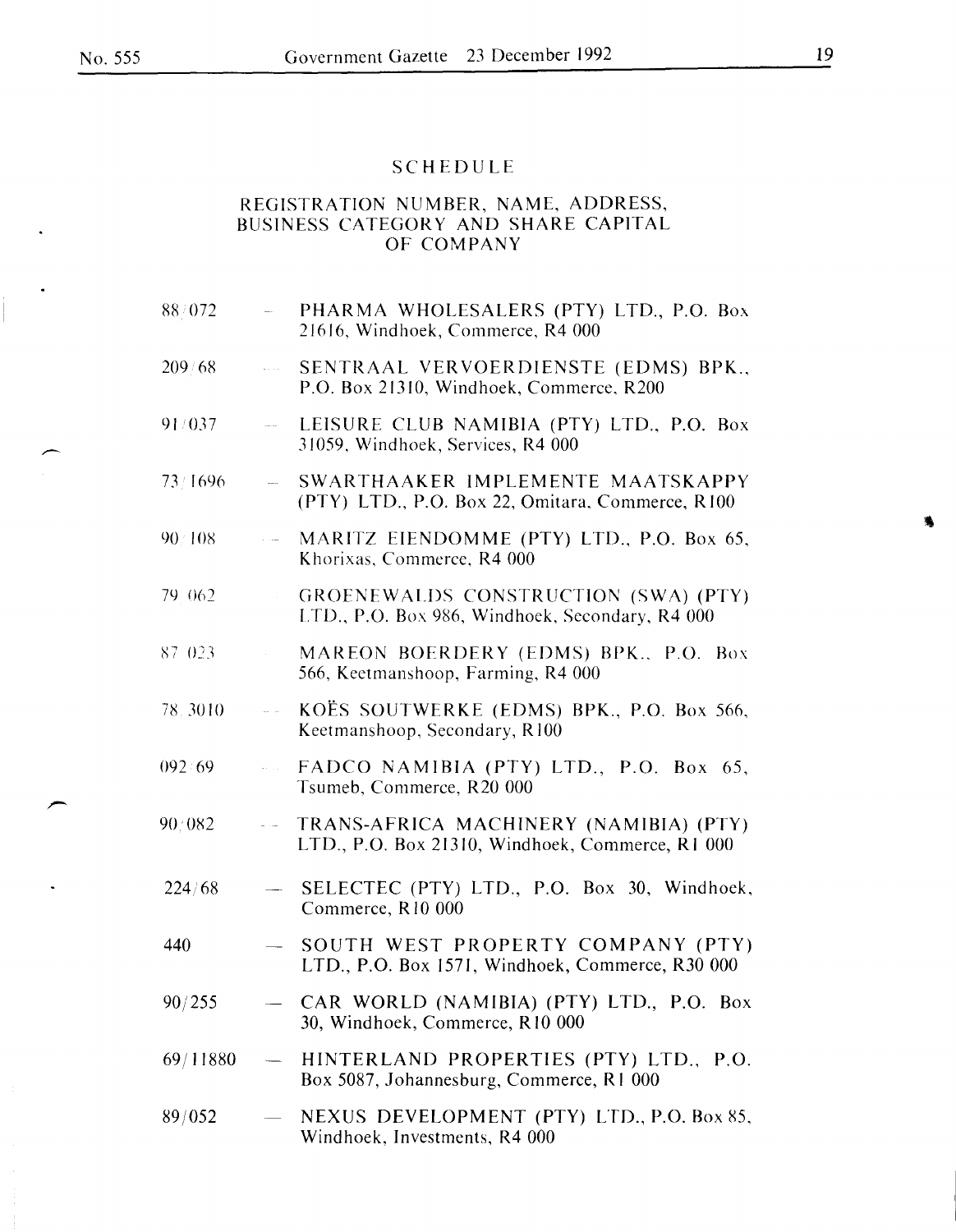# SCHEDULE

## REGISTRATION NUMBER, NAME, ADDRESS, BUSINESS CATEGORY AND SHARE CAPITAL OF COMPANY

88/072 — PHARMA WHOLESALERS (PTY) LTD., P.O. Box 21616, Windhoek, Commerce, R4 000

209/68 — SENTRAAL VERVOERDIENSTE (EDMS) BPK., P.O. Box 21310, Windhoek, Commerce, R200

91/037 — LEISURE CLUB NAMIBIA (PTY) LTD., P.O. Box 31059, Windhoek, Services, R4 000

73/1696 — SWARTHAAKER IMPLEMENTE MAATSKAPPY (PTY) LTD., P.O. Box 22, Omitara, Commerce, R100

90/108 — MARITZ EIENDOMME (PTY) LTD., P.O. Box 65, Khorixas, Commerce, R4 000

79/062 — GROENEWALDS CONSTRUCTION (SWA) (PTY) LTD., P.O. Box 986, Windhoek, Secondary, R4 000

87/023 — MAREON BOERDERY (EDMS) BPK., P.O. Box 566, Keetmanshoop, Farming, R4 000

78/3010 — KOËS SOUTWERKE (EDMS) BPK., P.O. Box 566, Keetmanshoop, Secondary, R100

092/69 — FADCO NAMIBIA (PTY) LTD., P.O. Box 65, Tsumeb, Commerce, R20 000

90/082 — TRANS-AFRICA MACHINERY (NAMIBIA) (PTY) LTD., P.O. Box 21310, Windhoek, Commerce, R1 000

224/68 — SELECTEC (PTY) LTD., P.O. Box 30, Windhoek, Commerce, R10 000

440 — SOUTH WEST PROPERTY COMPANY (PTY) LTD., P.O. Box 1571, Windhoek, Commerce, R30 000

90/255 — CAR WORLD (NAMIBIA) (PTY) LTD., P.O. Box 30, Windhoek, Commerce, R10 000

69/11880 — HINTERLAND PROPERTIES (PTY) LTD., P.O. Box 5087, Johannesburg, Commerce, R1 000

89/052 — NEXUS DEVELOPMENT (PTY) LTD., P.O. Box 85, Windhoek, Investments, R4 000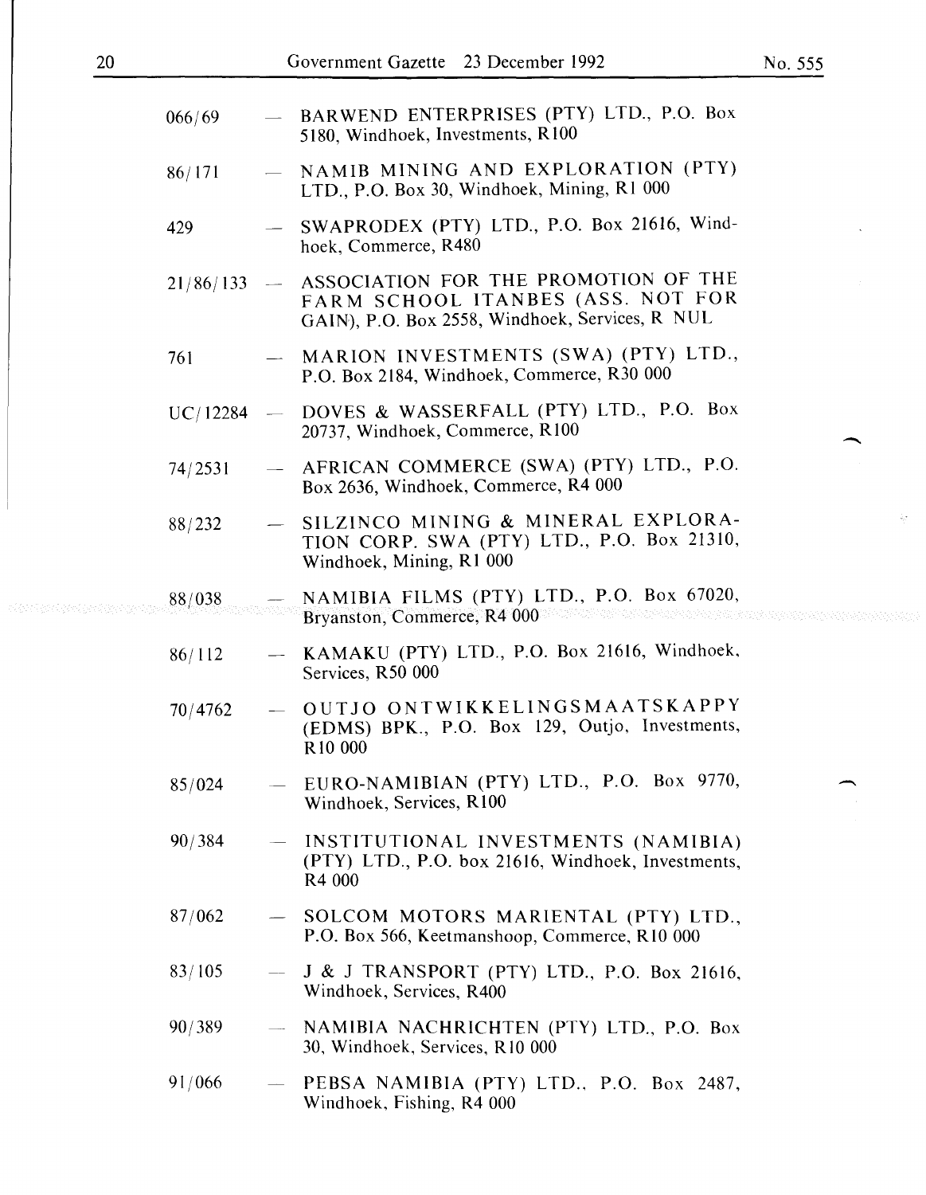066/69 — BARWEND ENTERPRISES (PTY) LTD., P.O. Box 5180, Windhoek, Investments, R100

86/171 — NAMIB MINING AND EXPLORATION (PTY) LTD., P.O. Box 30, Windhoek, Mining, R1 000

429 — SWAPRODEX (PTY) LTD., P.O. Box 21616, Windhoek, Commerce, R480

21/86/133 — ASSOCIATION FOR THE PROMOTION OF THE FARM SCHOOL ITANBES (ASS. NOT FOR GAIN), P.O. Box 2558, Windhoek, Services, R NUL

761 — MARION INVESTMENTS (SWA) (PTY) LTD., P.O. Box 2184, Windhoek, Commerce, R30 000

UC/12284 — DOVES & WASSERFALL (PTY) LTD., P.O. Box 20737, Windhoek, Commerce, R100

74/2531 — AFRICAN COMMERCE (SWA) (PTY) LTD., P.O. Box 2636, Windhoek, Commerce, R4 000

88/232 — SILZINCO MINING & MINERAL EXPLORATION CORP. SWA (PTY) LTD., P.O. Box 21310, Windhoek, Mining, R1 000

88/038 — NAMIBIA FILMS (PTY) LTD., P.O. Box 67020, Bryanston, Commerce, R4 000

86/112 — KAMAKU (PTY) LTD., P.O. Box 21616, Windhoek, Services, R50 000

70/4762 — OUTJO ONTWIKKELINGSMAATSKAPPY (EDMS) BPK., P.O. Box 129, Outjo, Investments, R10 000

85/024 — EURO-NAMIBIAN (PTY) LTD., P.O. Box 9770, Windhoek, Services, R100

90/384 — INSTITUTIONAL INVESTMENTS (NAMIBIA) (PTY) LTD., P.O. box 21616, Windhoek, Investments, R4 000

87/062 — SOLCOM MOTORS MARIENTAL (PTY) LTD., P.O. Box 566, Keetmanshoop, Commerce, R10 000

83/105 — J & J TRANSPORT (PTY) LTD., P.O. Box 21616, Windhoek, Services, R400

90/389 — NAMIBIA NACHRICHTEN (PTY) LTD., P.O. Box 30, Windhoek, Services, R10 000

91/066 — PEBSA NAMIBIA (PTY) LTD., P.O. Box 2487, Windhoek, Fishing, R4 000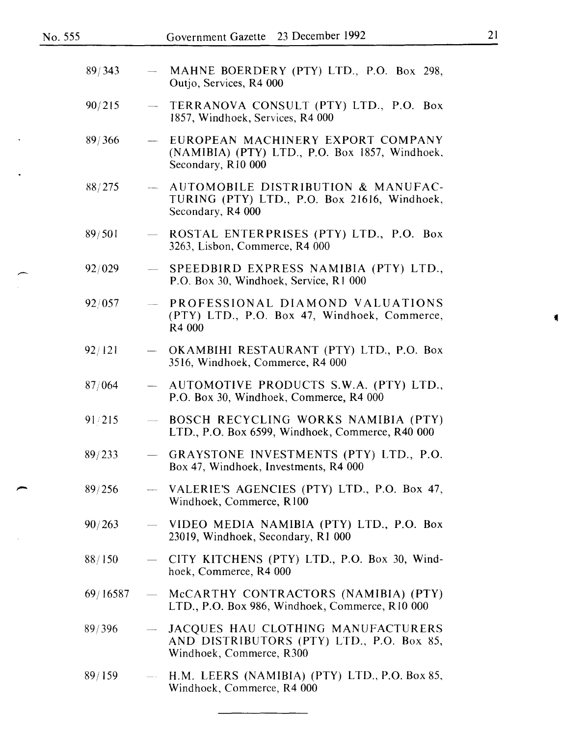89/343 — MAHNE BOERDERY (PTY) LTD., P.O. Box 298, Outjo, Services, R4 000

90/215 — TERRANOVA CONSULT (PTY) LTD., P.O. Box 1857, Windhoek, Services, R4 000

89/366 — EUROPEAN MACHINERY EXPORT COMPANY (NAMIBIA) (PTY) LTD., P.O. Box 1857, Windhoek, Secondary, R10 000

88/275 — AUTOMOBILE DISTRIBUTION & MANUFACTURING (PTY) LTD., P.O. Box 21616, Windhoek, Secondary, R4 000

89/501 — ROSTAL ENTERPRISES (PTY) LTD., P.O. Box 3263, Lisbon, Commerce, R4 000

92/029 — SPEEDBIRD EXPRESS NAMIBIA (PTY) LTD., P.O. Box 30, Windhoek, Service, R1 000

92/057 — PROFESSIONAL DIAMOND VALUATIONS (PTY) LTD., P.O. Box 47, Windhoek, Commerce, R4 000

92/121 — OKAMBIHI RESTAURANT (PTY) LTD., P.O. Box 3516, Windhoek, Commerce, R4 000

87/064 — AUTOMOTIVE PRODUCTS S.W.A. (PTY) LTD., P.O. Box 30, Windhoek, Commerce, R4 000

91/215 — BOSCH RECYCLING WORKS NAMIBIA (PTY) LTD., P.O. Box 6599, Windhoek, Commerce, R40 000

89/233 — GRAYSTONE INVESTMENTS (PTY) LTD., P.O. Box 47, Windhoek, Investments, R4 000

89/256 — VALERIE'S AGENCIES (PTY) LTD., P.O. Box 47, Windhoek, Commerce, R100

90/263 — VIDEO MEDIA NAMIBIA (PTY) LTD., P.O. Box 23019, Windhoek, Secondary, R1 000

88/150 — CITY KITCHENS (PTY) LTD., P.O. Box 30, Windhoek, Commerce, R4 000

69/16587 — McCARTHY CONTRACTORS (NAMIBIA) (PTY) LTD., P.O. Box 986, Windhoek, Commerce, R10 000

89/396 — JACQUES HAU CLOTHING MANUFACTURERS AND DISTRIBUTORS (PTY) LTD., P.O. Box 85, Windhoek, Commerce, R300

89/159 — H.M. LEERS (NAMIBIA) (PTY) LTD., P.O. Box 85, Windhoek, Commerce, R4 000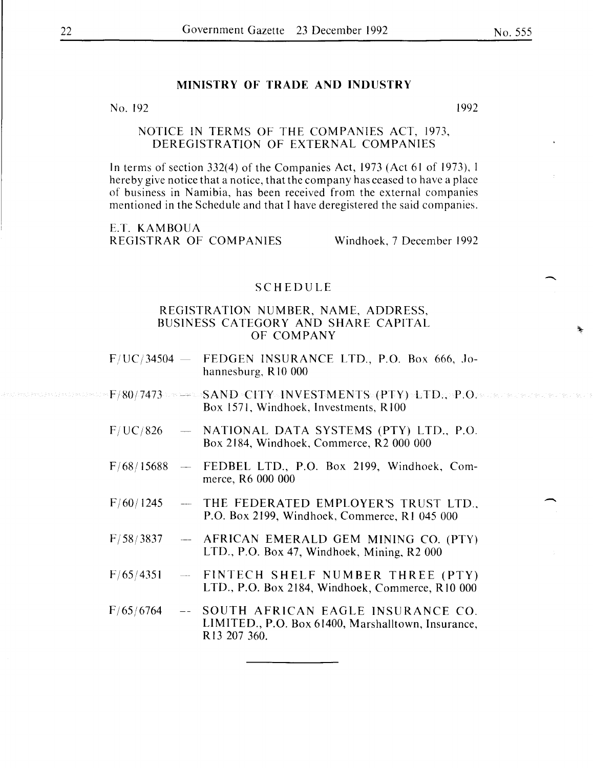## MINISTRY OF TRADE AND INDUSTRY

No. 192 1992

### NOTICE IN TERMS OF THE COMPANIES ACT, 1973, DEREGISTRATION OF EXTERNAL COMPANIES

In terms of section 332(4) of the Companies Act, 1973 (Act 61 of 1973), I hereby give notice that a notice, that the company has ceased to have a place of business in Namibia, has been received from the external companies mentioned in the Schedule and that I have deregistered the said companies.

E.T. KAMBOUA
REGISTRAR OF COMPANIES Windhoek, 7 December 1992

### SCHEDULE

### REGISTRATION NUMBER, NAME, ADDRESS, BUSINESS CATEGORY AND SHARE CAPITAL OF COMPANY

F/UC/34504 — FEDGEN INSURANCE LTD., P.O. Box 666, Johannesburg, R10 000

F/80/7473 — SAND CITY INVESTMENTS (PTY) LTD., P.O. Box 1571, Windhoek, Investments, R100

F/UC/826 — NATIONAL DATA SYSTEMS (PTY) LTD., P.O. Box 2184, Windhoek, Commerce, R2 000 000

F/68/15688 — FEDBEL LTD., P.O. Box 2199, Windhoek, Commerce, R6 000 000

F/60/1245 — THE FEDERATED EMPLOYER'S TRUST LTD., P.O. Box 2199, Windhoek, Commerce, R1 045 000

F/58/3837 — AFRICAN EMERALD GEM MINING CO. (PTY) LTD., P.O. Box 47, Windhoek, Mining, R2 000

F/65/4351 — FINTECH SHELF NUMBER THREE (PTY) LTD., P.O. Box 2184, Windhoek, Commerce, R10 000

F/65/6764 — SOUTH AFRICAN EAGLE INSURANCE CO. LIMITED., P.O. Box 61400, Marshalltown, Insurance, R13 207 360.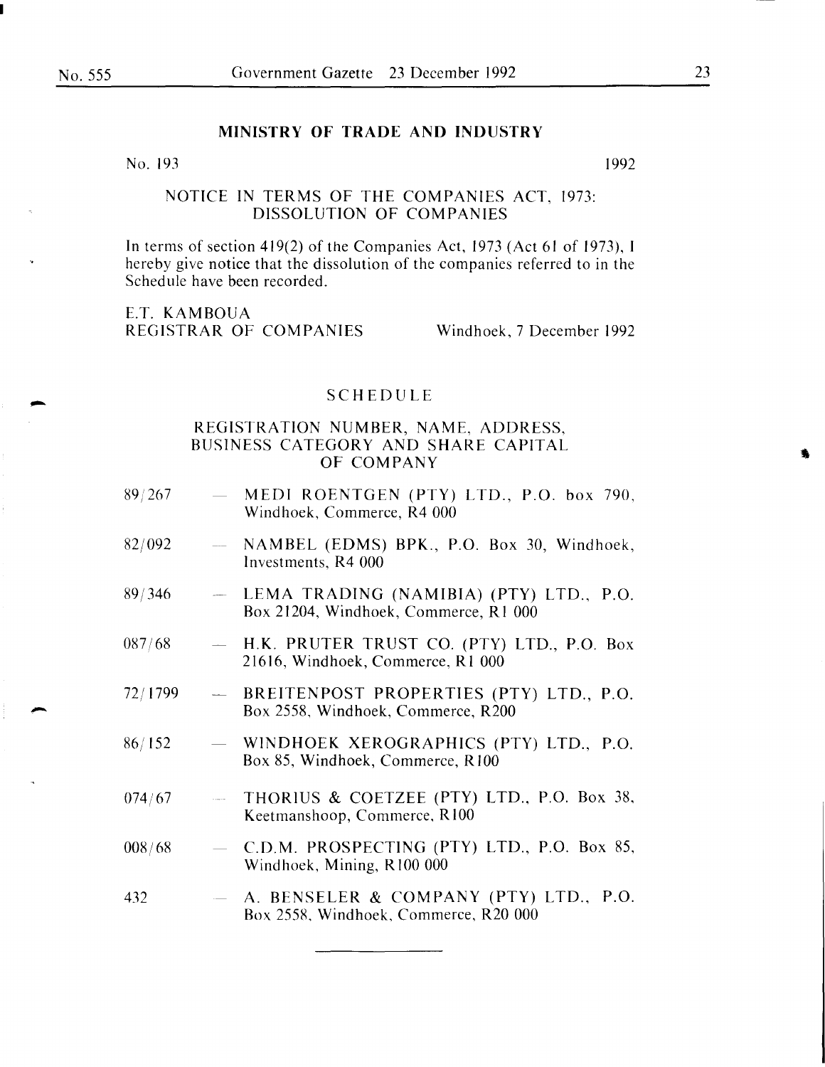## MINISTRY OF TRADE AND INDUSTRY

No. 193 1992

### NOTICE IN TERMS OF THE COMPANIES ACT, 1973: DISSOLUTION OF COMPANIES

In terms of section 419(2) of the Companies Act, 1973 (Act 61 of 1973), I hereby give notice that the dissolution of the companies referred to in the Schedule have been recorded.

E.T. KAMBOUA
REGISTRAR OF COMPANIES Windhoek, 7 December 1992

### SCHEDULE

#### REGISTRATION NUMBER, NAME, ADDRESS, BUSINESS CATEGORY AND SHARE CAPITAL OF COMPANY

89/267 — MEDI ROENTGEN (PTY) LTD., P.O. box 790, Windhoek, Commerce, R4 000

82/092 — NAMBEL (EDMS) BPK., P.O. Box 30, Windhoek, Investments, R4 000

89/346 — LEMA TRADING (NAMIBIA) (PTY) LTD., P.O. Box 21204, Windhoek, Commerce, R1 000

087/68 — H.K. PRUTER TRUST CO. (PTY) LTD., P.O. Box 21616, Windhoek, Commerce, R1 000

72/1799 — BREITENPOST PROPERTIES (PTY) LTD., P.O. Box 2558, Windhoek, Commerce, R200

86/152 — WINDHOEK XEROGRAPHICS (PTY) LTD., P.O. Box 85, Windhoek, Commerce, R100

074/67 — THORIUS & COETZEE (PTY) LTD., P.O. Box 38, Keetmanshoop, Commerce, R100

008/68 — C.D.M. PROSPECTING (PTY) LTD., P.O. Box 85, Windhoek, Mining, R100 000

432 — A. BENSELER & COMPANY (PTY) LTD., P.O. Box 2558, Windhoek, Commerce, R20 000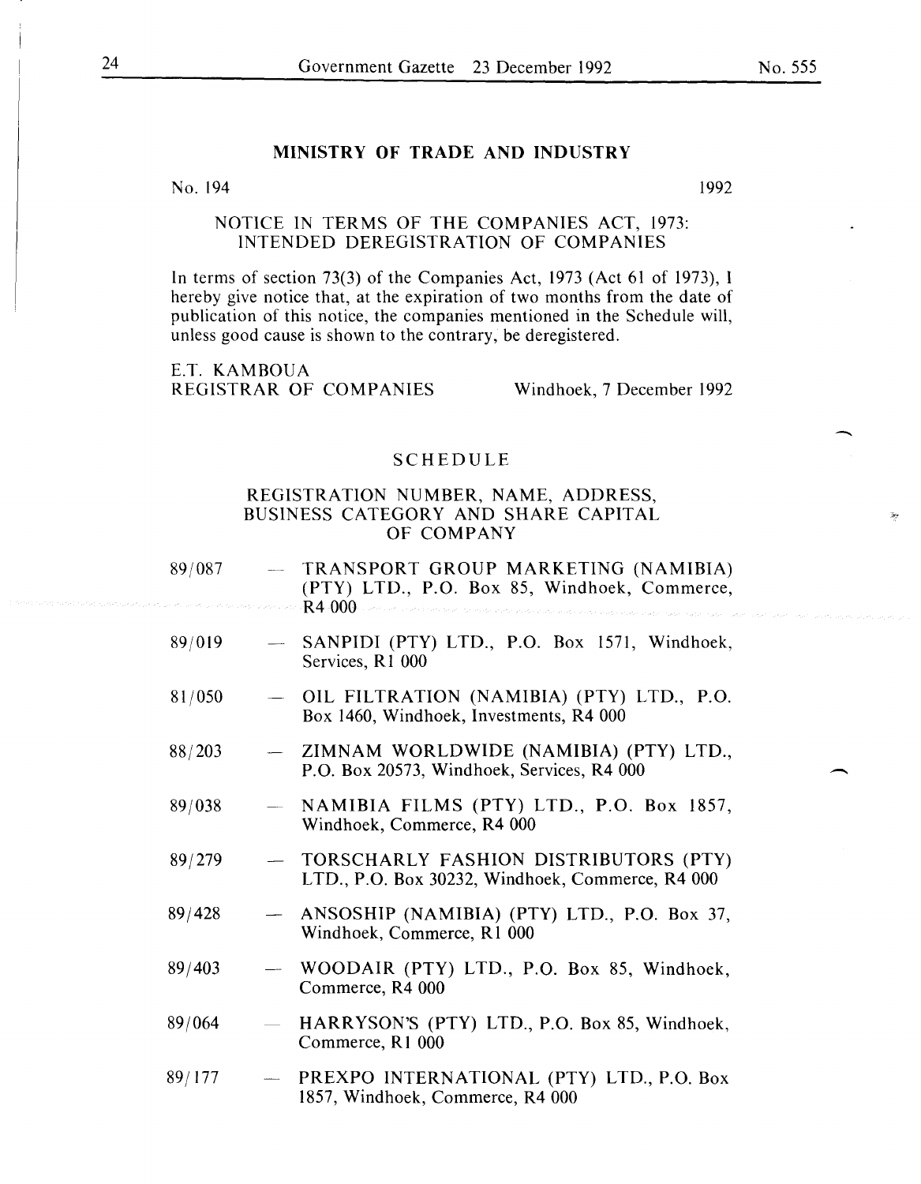## MINISTRY OF TRADE AND INDUSTRY

No. 194 1992

### NOTICE IN TERMS OF THE COMPANIES ACT, 1973: INTENDED DEREGISTRATION OF COMPANIES

In terms of section 73(3) of the Companies Act, 1973 (Act 61 of 1973), I hereby give notice that, at the expiration of two months from the date of publication of this notice, the companies mentioned in the Schedule will, unless good cause is shown to the contrary, be deregistered.

E.T. KAMBOUA
REGISTRAR OF COMPANIES Windhoek, 7 December 1992

### SCHEDULE

### REGISTRATION NUMBER, NAME, ADDRESS, BUSINESS CATEGORY AND SHARE CAPITAL OF COMPANY

89/087 — TRANSPORT GROUP MARKETING (NAMIBIA) (PTY) LTD., P.O. Box 85, Windhoek, Commerce, R4 000

89/019 — SANPIDI (PTY) LTD., P.O. Box 1571, Windhoek, Services, R1 000

81/050 — OIL FILTRATION (NAMIBIA) (PTY) LTD., P.O. Box 1460, Windhoek, Investments, R4 000

88/203 — ZIMNAM WORLDWIDE (NAMIBIA) (PTY) LTD., P.O. Box 20573, Windhoek, Services, R4 000

89/038 — NAMIBIA FILMS (PTY) LTD., P.O. Box 1857, Windhoek, Commerce, R4 000

89/279 — TORSCHARLY FASHION DISTRIBUTORS (PTY) LTD., P.O. Box 30232, Windhoek, Commerce, R4 000

89/428 — ANSOSHIP (NAMIBIA) (PTY) LTD., P.O. Box 37, Windhoek, Commerce, R1 000

89/403 — WOODAIR (PTY) LTD., P.O. Box 85, Windhoek, Commerce, R4 000

89/064 — HARRYSON'S (PTY) LTD., P.O. Box 85, Windhoek, Commerce, R1 000

89/177 — PREXPO INTERNATIONAL (PTY) LTD., P.O. Box 1857, Windhoek, Commerce, R4 000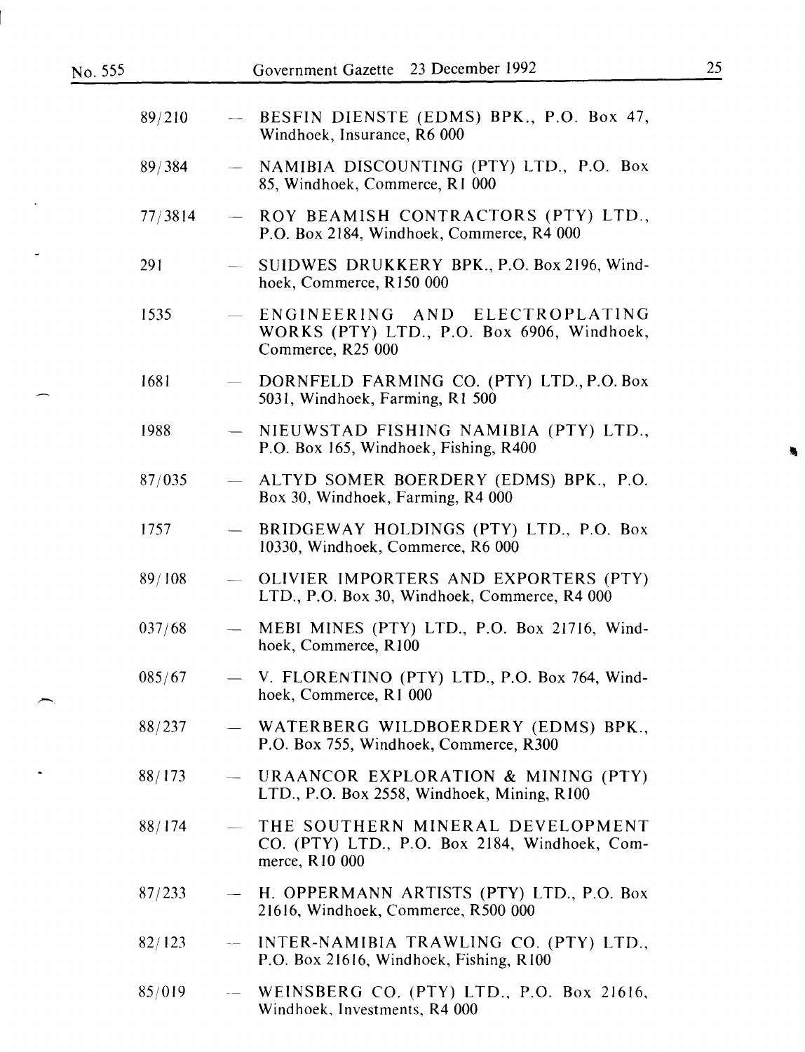89/210 — BESFIN DIENSTE (EDMS) BPK., P.O. Box 47, Windhoek, Insurance, R6 000

89/384 — NAMIBIA DISCOUNTING (PTY) LTD., P.O. Box 85, Windhoek, Commerce, R1 000

77/3814 — ROY BEAMISH CONTRACTORS (PTY) LTD., P.O. Box 2184, Windhoek, Commerce, R4 000

291 — SUIDWES DRUKKERY BPK., P.O. Box 2196, Windhoek, Commerce, R150 000

1535 — ENGINEERING AND ELECTROPLATING WORKS (PTY) LTD., P.O. Box 6906, Windhoek, Commerce, R25 000

1681 — DORNFELD FARMING CO. (PTY) LTD., P.O. Box 5031, Windhoek, Farming, R1 500

1988 — NIEUWSTAD FISHING NAMIBIA (PTY) LTD., P.O. Box 165, Windhoek, Fishing, R400

87/035 — ALTYD SOMER BOERDERY (EDMS) BPK., P.O. Box 30, Windhoek, Farming, R4 000

1757 — BRIDGEWAY HOLDINGS (PTY) LTD., P.O. Box 10330, Windhoek, Commerce, R6 000

89/108 — OLIVIER IMPORTERS AND EXPORTERS (PTY) LTD., P.O. Box 30, Windhoek, Commerce, R4 000

037/68 — MEBI MINES (PTY) LTD., P.O. Box 21716, Windhoek, Commerce, R100

085/67 — V. FLORENTINO (PTY) LTD., P.O. Box 764, Windhoek, Commerce, R1 000

88/237 — WATERBERG WILDBOERDERY (EDMS) BPK., P.O. Box 755, Windhoek, Commerce, R300

88/173 — URAANCOR EXPLORATION & MINING (PTY) LTD., P.O. Box 2558, Windhoek, Mining, R100

88/174 — THE SOUTHERN MINERAL DEVELOPMENT CO. (PTY) LTD., P.O. Box 2184, Windhoek, Commerce, R10 000

87/233 — H. OPPERMANN ARTISTS (PTY) LTD., P.O. Box 21616, Windhoek, Commerce, R500 000

82/123 — INTER-NAMIBIA TRAWLING CO. (PTY) LTD., P.O. Box 21616, Windhoek, Fishing, R100

85/019 — WEINSBERG CO. (PTY) LTD., P.O. Box 21616, Windhoek, Investments, R4 000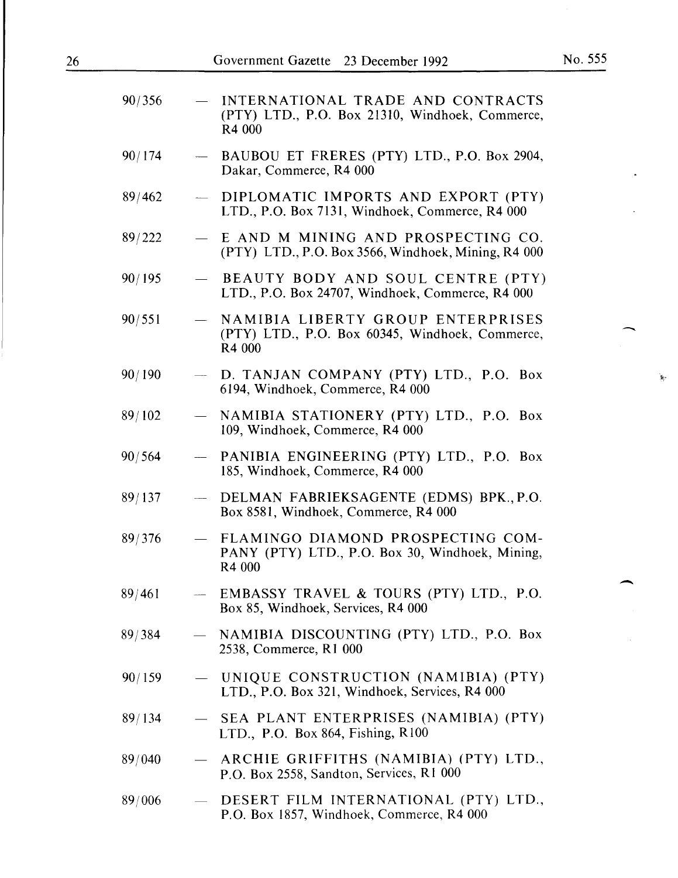90/356 — INTERNATIONAL TRADE AND CONTRACTS (PTY) LTD., P.O. Box 21310, Windhoek, Commerce, R4 000

90/174 — BAUBOU ET FRERES (PTY) LTD., P.O. Box 2904, Dakar, Commerce, R4 000

89/462 — DIPLOMATIC IMPORTS AND EXPORT (PTY) LTD., P.O. Box 7131, Windhoek, Commerce, R4 000

89/222 — E AND M MINING AND PROSPECTING CO. (PTY) LTD., P.O. Box 3566, Windhoek, Mining, R4 000

90/195 — BEAUTY BODY AND SOUL CENTRE (PTY) LTD., P.O. Box 24707, Windhoek, Commerce, R4 000

90/551 — NAMIBIA LIBERTY GROUP ENTERPRISES (PTY) LTD., P.O. Box 60345, Windhoek, Commerce, R4 000

90/190 — D. TANJAN COMPANY (PTY) LTD., P.O. Box 6194, Windhoek, Commerce, R4 000

89/102 — NAMIBIA STATIONERY (PTY) LTD., P.O. Box 109, Windhoek, Commerce, R4 000

90/564 — PANIBIA ENGINEERING (PTY) LTD., P.O. Box 185, Windhoek, Commerce, R4 000

89/137 — DELMAN FABRIEKSAGENTE (EDMS) BPK., P.O. Box 8581, Windhoek, Commerce, R4 000

89/376 — FLAMINGO DIAMOND PROSPECTING COMPANY (PTY) LTD., P.O. Box 30, Windhoek, Mining, R4 000

89/461 — EMBASSY TRAVEL & TOURS (PTY) LTD., P.O. Box 85, Windhoek, Services, R4 000

89/384 — NAMIBIA DISCOUNTING (PTY) LTD., P.O. Box 2538, Commerce, R1 000

90/159 — UNIQUE CONSTRUCTION (NAMIBIA) (PTY) LTD., P.O. Box 321, Windhoek, Services, R4 000

89/134 — SEA PLANT ENTERPRISES (NAMIBIA) (PTY) LTD., P.O. Box 864, Fishing, R100

89/040 — ARCHIE GRIFFITHS (NAMIBIA) (PTY) LTD., P.O. Box 2558, Sandton, Services, R1 000

89/006 — DESERT FILM INTERNATIONAL (PTY) LTD., P.O. Box 1857, Windhoek, Commerce, R4 000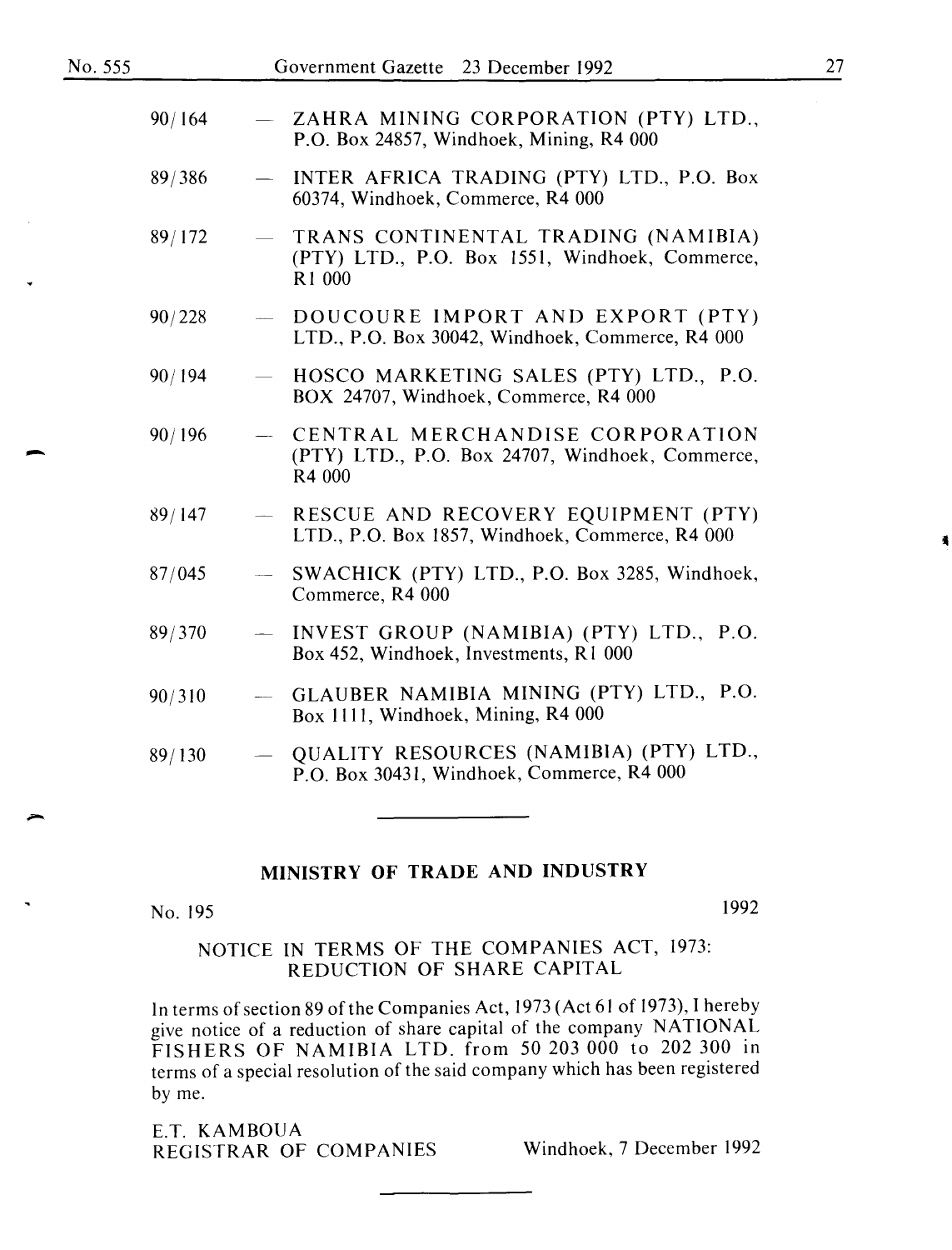90/164 — ZAHRA MINING CORPORATION (PTY) LTD., P.O. Box 24857, Windhoek, Mining, R4 000

89/386 — INTER AFRICA TRADING (PTY) LTD., P.O. Box 60374, Windhoek, Commerce, R4 000

89/172 — TRANS CONTINENTAL TRADING (NAMIBIA) (PTY) LTD., P.O. Box 1551, Windhoek, Commerce, R1 000

90/228 — DOUCOURE IMPORT AND EXPORT (PTY) LTD., P.O. Box 30042, Windhoek, Commerce, R4 000

90/194 — HOSCO MARKETING SALES (PTY) LTD., P.O. BOX 24707, Windhoek, Commerce, R4 000

90/196 — CENTRAL MERCHANDISE CORPORATION (PTY) LTD., P.O. Box 24707, Windhoek, Commerce, R4 000

89/147 — RESCUE AND RECOVERY EQUIPMENT (PTY) LTD., P.O. Box 1857, Windhoek, Commerce, R4 000

87/045 — SWACHICK (PTY) LTD., P.O. Box 3285, Windhoek, Commerce, R4 000

89/370 — INVEST GROUP (NAMIBIA) (PTY) LTD., P.O. Box 452, Windhoek, Investments, R1 000

90/310 — GLAUBER NAMIBIA MINING (PTY) LTD., P.O. Box 1111, Windhoek, Mining, R4 000

89/130 — QUALITY RESOURCES (NAMIBIA) (PTY) LTD., P.O. Box 30431, Windhoek, Commerce, R4 000

---

## MINISTRY OF TRADE AND INDUSTRY

No. 195 1992

### NOTICE IN TERMS OF THE COMPANIES ACT, 1973: REDUCTION OF SHARE CAPITAL

In terms of section 89 of the Companies Act, 1973 (Act 61 of 1973), I hereby give notice of a reduction of share capital of the company NATIONAL FISHERS OF NAMIBIA LTD. from 50 203 000 to 202 300 in terms of a special resolution of the said company which has been registered by me.

E.T. KAMBOUA
REGISTRAR OF COMPANIES

Windhoek, 7 December 1992

---